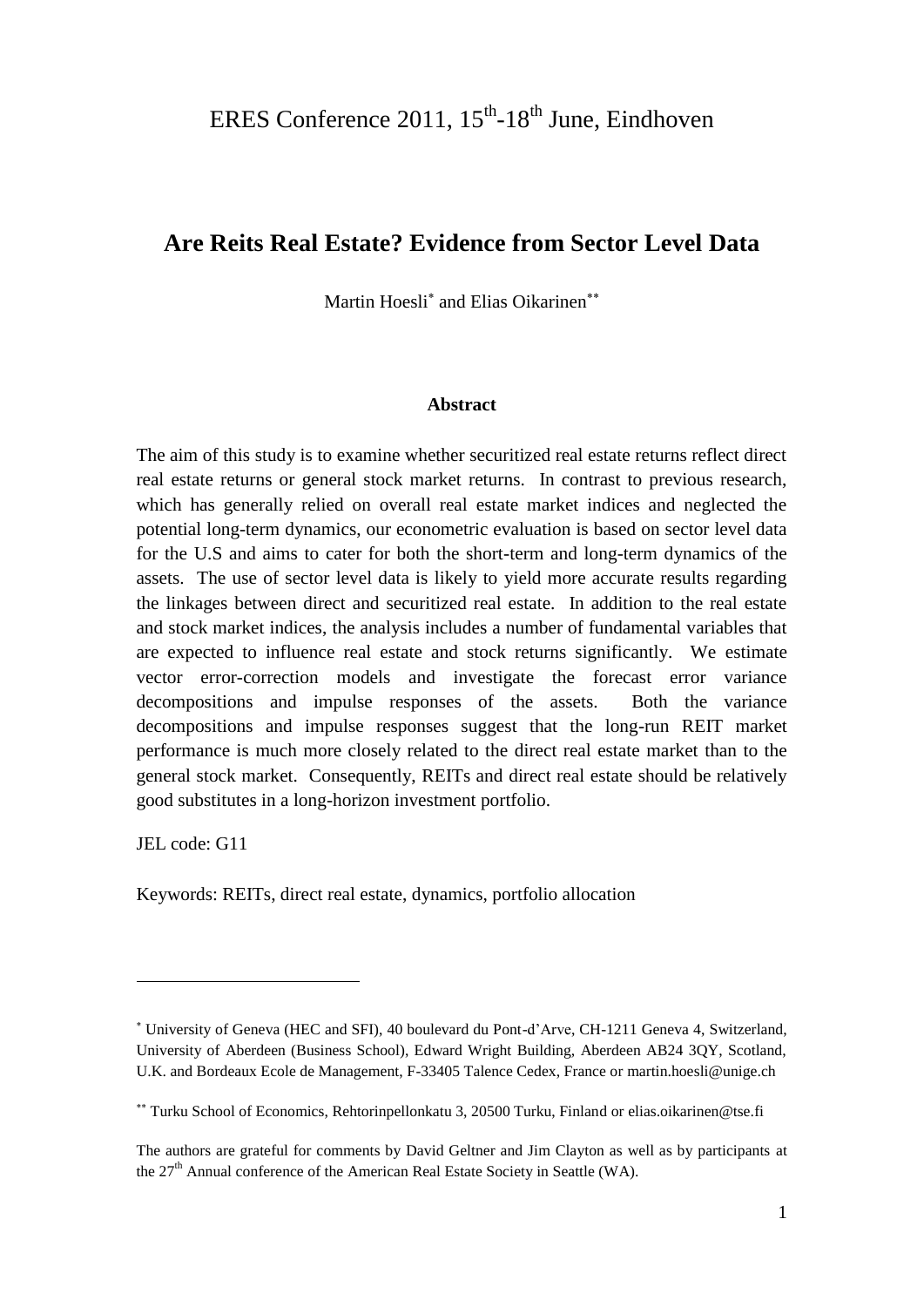ERES Conference 2011, 15th-18th June, Eindhoven

# Are Reits Real Estate? Evidence from Sector Level Data

Martin Hoesli[*] and Elias Oikarinen[**]

## Abstract

The aim of this study is to examine whether securitized real estate returns reflect direct real estate returns or general stock market returns. In contrast to previous research, which has generally relied on overall real estate market indices and neglected the potential long-term dynamics, our econometric evaluation is based on sector level data for the U.S and aims to cater for both the short-term and long-term dynamics of the assets. The use of sector level data is likely to yield more accurate results regarding the linkages between direct and securitized real estate. In addition to the real estate and stock market indices, the analysis includes a number of fundamental variables that are expected to influence real estate and stock returns significantly. We estimate vector error-correction models and investigate the forecast error variance decompositions and impulse responses of the assets. Both the variance decompositions and impulse responses suggest that the long-run REIT market performance is much more closely related to the direct real estate market than to the general stock market. Consequently, REITs and direct real estate should be relatively good substitutes in a long-horizon investment portfolio.

JEL code: G11

Keywords: REITs, direct real estate, dynamics, portfolio allocation

---

[*] University of Geneva (HEC and SFI), 40 boulevard du Pont-d'Arve, CH-1211 Geneva 4, Switzerland, University of Aberdeen (Business School), Edward Wright Building, Aberdeen AB24 3QY, Scotland, U.K. and Bordeaux Ecole de Management, F-33405 Talence Cedex, France or martin.hoesli@unige.ch

[**] Turku School of Economics, Rehtorinpellonkatu 3, 20500 Turku, Finland or elias.oikarinen@tse.fi

The authors are grateful for comments by David Geltner and Jim Clayton as well as by participants at the 27th Annual conference of the American Real Estate Society in Seattle (WA).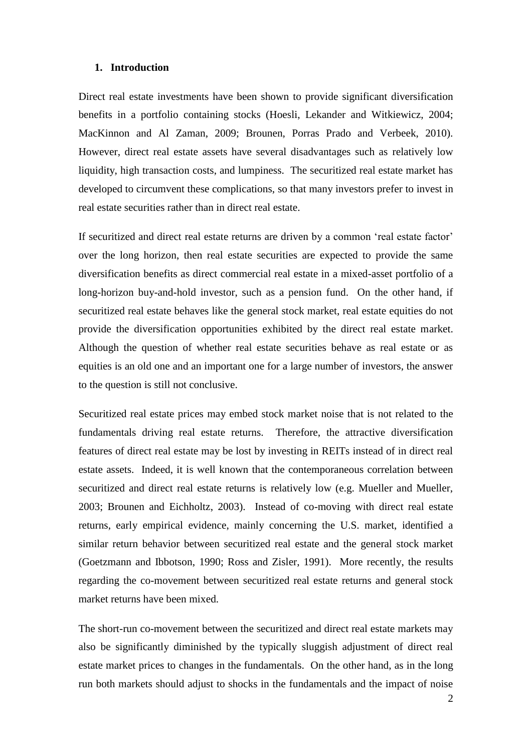## 1. Introduction

Direct real estate investments have been shown to provide significant diversification benefits in a portfolio containing stocks (Hoesli, Lekander and Witkiewicz, 2004; MacKinnon and Al Zaman, 2009; Brounen, Porras Prado and Verbeek, 2010). However, direct real estate assets have several disadvantages such as relatively low liquidity, high transaction costs, and lumpiness. The securitized real estate market has developed to circumvent these complications, so that many investors prefer to invest in real estate securities rather than in direct real estate.

If securitized and direct real estate returns are driven by a common 'real estate factor' over the long horizon, then real estate securities are expected to provide the same diversification benefits as direct commercial real estate in a mixed-asset portfolio of a long-horizon buy-and-hold investor, such as a pension fund. On the other hand, if securitized real estate behaves like the general stock market, real estate equities do not provide the diversification opportunities exhibited by the direct real estate market. Although the question of whether real estate securities behave as real estate or as equities is an old one and an important one for a large number of investors, the answer to the question is still not conclusive.

Securitized real estate prices may embed stock market noise that is not related to the fundamentals driving real estate returns. Therefore, the attractive diversification features of direct real estate may be lost by investing in REITs instead of in direct real estate assets. Indeed, it is well known that the contemporaneous correlation between securitized and direct real estate returns is relatively low (e.g. Mueller and Mueller, 2003; Brounen and Eichholtz, 2003). Instead of co-moving with direct real estate returns, early empirical evidence, mainly concerning the U.S. market, identified a similar return behavior between securitized real estate and the general stock market (Goetzmann and Ibbotson, 1990; Ross and Zisler, 1991). More recently, the results regarding the co-movement between securitized real estate returns and general stock market returns have been mixed.

The short-run co-movement between the securitized and direct real estate markets may also be significantly diminished by the typically sluggish adjustment of direct real estate market prices to changes in the fundamentals. On the other hand, as in the long run both markets should adjust to shocks in the fundamentals and the impact of noise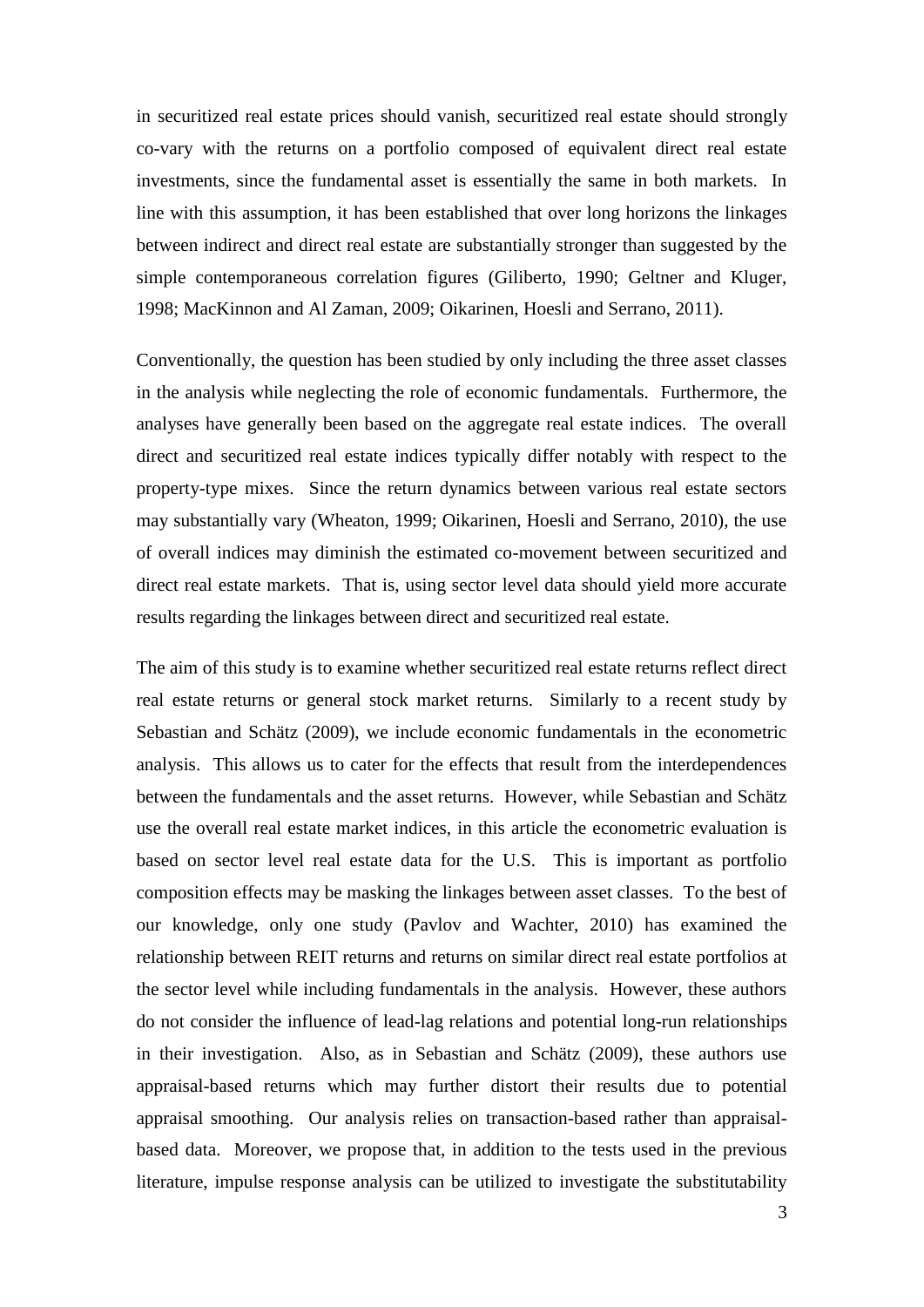in securitized real estate prices should vanish, securitized real estate should strongly co-vary with the returns on a portfolio composed of equivalent direct real estate investments, since the fundamental asset is essentially the same in both markets. In line with this assumption, it has been established that over long horizons the linkages between indirect and direct real estate are substantially stronger than suggested by the simple contemporaneous correlation figures (Giliberto, 1990; Geltner and Kluger, 1998; MacKinnon and Al Zaman, 2009; Oikarinen, Hoesli and Serrano, 2011).

Conventionally, the question has been studied by only including the three asset classes in the analysis while neglecting the role of economic fundamentals. Furthermore, the analyses have generally been based on the aggregate real estate indices. The overall direct and securitized real estate indices typically differ notably with respect to the property-type mixes. Since the return dynamics between various real estate sectors may substantially vary (Wheaton, 1999; Oikarinen, Hoesli and Serrano, 2010), the use of overall indices may diminish the estimated co-movement between securitized and direct real estate markets. That is, using sector level data should yield more accurate results regarding the linkages between direct and securitized real estate.

The aim of this study is to examine whether securitized real estate returns reflect direct real estate returns or general stock market returns. Similarly to a recent study by Sebastian and Schätz (2009), we include economic fundamentals in the econometric analysis. This allows us to cater for the effects that result from the interdependences between the fundamentals and the asset returns. However, while Sebastian and Schätz use the overall real estate market indices, in this article the econometric evaluation is based on sector level real estate data for the U.S. This is important as portfolio composition effects may be masking the linkages between asset classes. To the best of our knowledge, only one study (Pavlov and Wachter, 2010) has examined the relationship between REIT returns and returns on similar direct real estate portfolios at the sector level while including fundamentals in the analysis. However, these authors do not consider the influence of lead-lag relations and potential long-run relationships in their investigation. Also, as in Sebastian and Schätz (2009), these authors use appraisal-based returns which may further distort their results due to potential appraisal smoothing. Our analysis relies on transaction-based rather than appraisal-based data. Moreover, we propose that, in addition to the tests used in the previous literature, impulse response analysis can be utilized to investigate the substitutability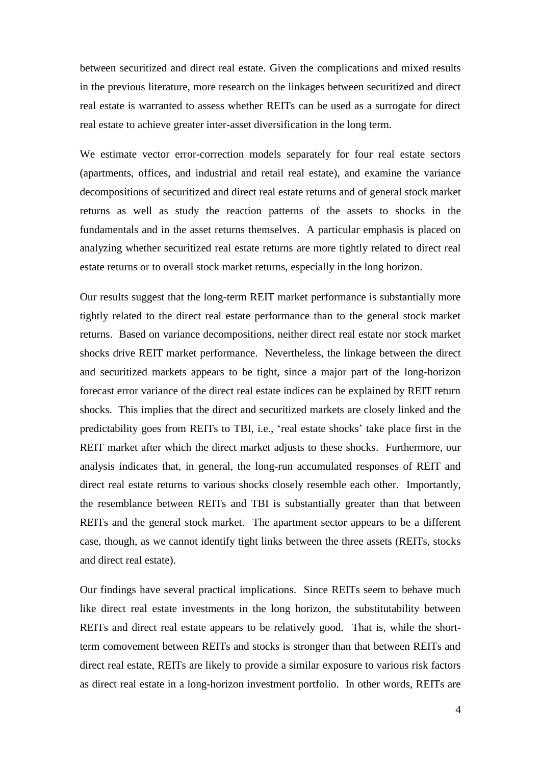between securitized and direct real estate. Given the complications and mixed results in the previous literature, more research on the linkages between securitized and direct real estate is warranted to assess whether REITs can be used as a surrogate for direct real estate to achieve greater inter-asset diversification in the long term.

We estimate vector error-correction models separately for four real estate sectors (apartments, offices, and industrial and retail real estate), and examine the variance decompositions of securitized and direct real estate returns and of general stock market returns as well as study the reaction patterns of the assets to shocks in the fundamentals and in the asset returns themselves. A particular emphasis is placed on analyzing whether securitized real estate returns are more tightly related to direct real estate returns or to overall stock market returns, especially in the long horizon.

Our results suggest that the long-term REIT market performance is substantially more tightly related to the direct real estate performance than to the general stock market returns. Based on variance decompositions, neither direct real estate nor stock market shocks drive REIT market performance. Nevertheless, the linkage between the direct and securitized markets appears to be tight, since a major part of the long-horizon forecast error variance of the direct real estate indices can be explained by REIT return shocks. This implies that the direct and securitized markets are closely linked and the predictability goes from REITs to TBI, i.e., 'real estate shocks' take place first in the REIT market after which the direct market adjusts to these shocks. Furthermore, our analysis indicates that, in general, the long-run accumulated responses of REIT and direct real estate returns to various shocks closely resemble each other. Importantly, the resemblance between REITs and TBI is substantially greater than that between REITs and the general stock market. The apartment sector appears to be a different case, though, as we cannot identify tight links between the three assets (REITs, stocks and direct real estate).

Our findings have several practical implications. Since REITs seem to behave much like direct real estate investments in the long horizon, the substitutability between REITs and direct real estate appears to be relatively good. That is, while the short-term comovement between REITs and stocks is stronger than that between REITs and direct real estate, REITs are likely to provide a similar exposure to various risk factors as direct real estate in a long-horizon investment portfolio. In other words, REITs are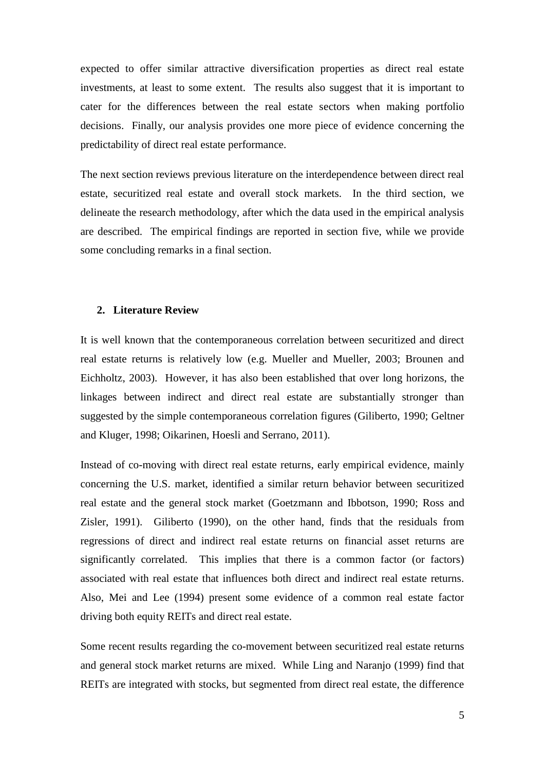expected to offer similar attractive diversification properties as direct real estate investments, at least to some extent. The results also suggest that it is important to cater for the differences between the real estate sectors when making portfolio decisions. Finally, our analysis provides one more piece of evidence concerning the predictability of direct real estate performance.

The next section reviews previous literature on the interdependence between direct real estate, securitized real estate and overall stock markets. In the third section, we delineate the research methodology, after which the data used in the empirical analysis are described. The empirical findings are reported in section five, while we provide some concluding remarks in a final section.

## 2. Literature Review

It is well known that the contemporaneous correlation between securitized and direct real estate returns is relatively low (e.g. Mueller and Mueller, 2003; Brounen and Eichholtz, 2003). However, it has also been established that over long horizons, the linkages between indirect and direct real estate are substantially stronger than suggested by the simple contemporaneous correlation figures (Giliberto, 1990; Geltner and Kluger, 1998; Oikarinen, Hoesli and Serrano, 2011).

Instead of co-moving with direct real estate returns, early empirical evidence, mainly concerning the U.S. market, identified a similar return behavior between securitized real estate and the general stock market (Goetzmann and Ibbotson, 1990; Ross and Zisler, 1991). Giliberto (1990), on the other hand, finds that the residuals from regressions of direct and indirect real estate returns on financial asset returns are significantly correlated. This implies that there is a common factor (or factors) associated with real estate that influences both direct and indirect real estate returns. Also, Mei and Lee (1994) present some evidence of a common real estate factor driving both equity REITs and direct real estate.

Some recent results regarding the co-movement between securitized real estate returns and general stock market returns are mixed. While Ling and Naranjo (1999) find that REITs are integrated with stocks, but segmented from direct real estate, the difference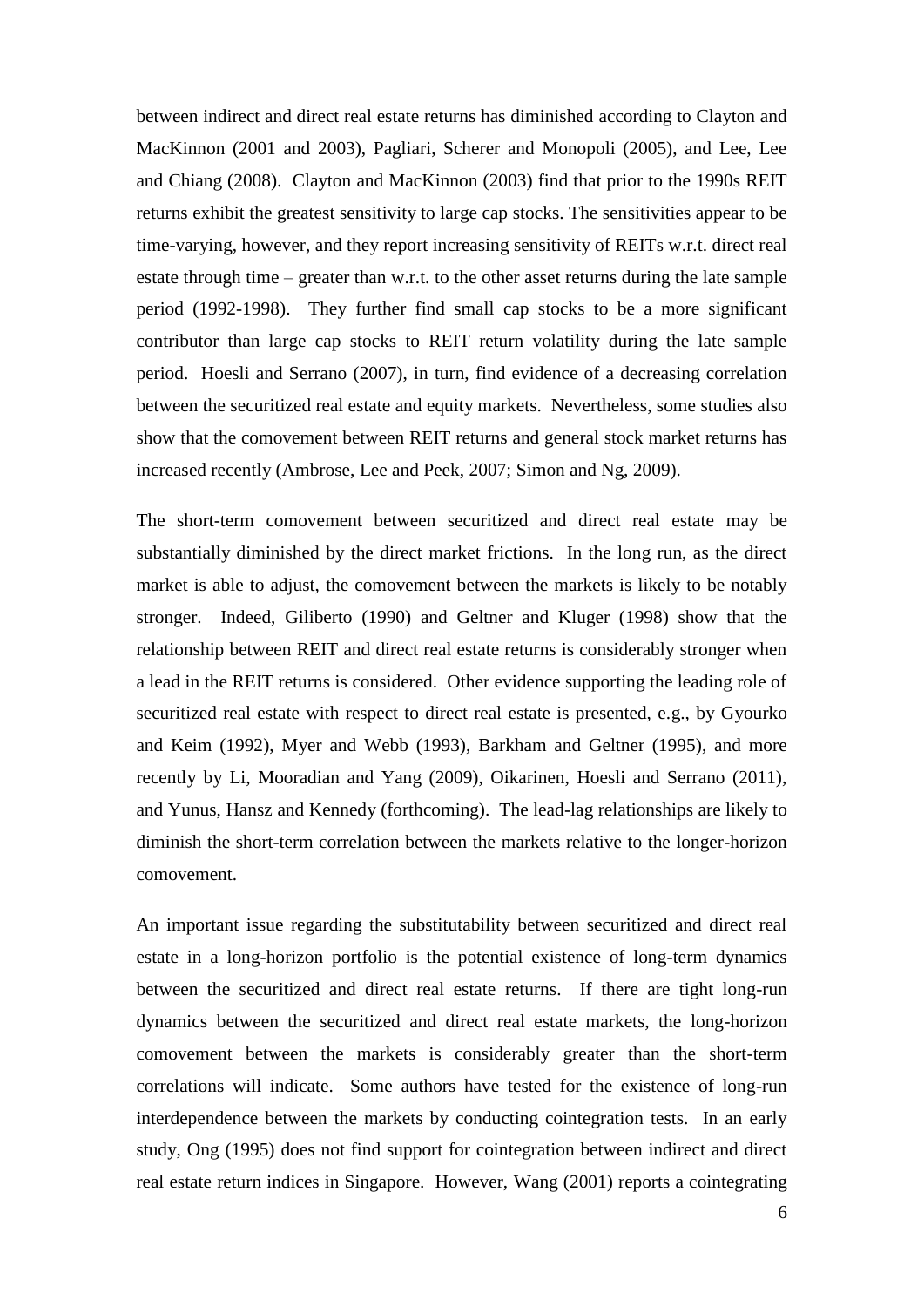between indirect and direct real estate returns has diminished according to Clayton and MacKinnon (2001 and 2003), Pagliari, Scherer and Monopoli (2005), and Lee, Lee and Chiang (2008). Clayton and MacKinnon (2003) find that prior to the 1990s REIT returns exhibit the greatest sensitivity to large cap stocks. The sensitivities appear to be time-varying, however, and they report increasing sensitivity of REITs w.r.t. direct real estate through time – greater than w.r.t. to the other asset returns during the late sample period (1992-1998). They further find small cap stocks to be a more significant contributor than large cap stocks to REIT return volatility during the late sample period. Hoesli and Serrano (2007), in turn, find evidence of a decreasing correlation between the securitized real estate and equity markets. Nevertheless, some studies also show that the comovement between REIT returns and general stock market returns has increased recently (Ambrose, Lee and Peek, 2007; Simon and Ng, 2009).

The short-term comovement between securitized and direct real estate may be substantially diminished by the direct market frictions. In the long run, as the direct market is able to adjust, the comovement between the markets is likely to be notably stronger. Indeed, Giliberto (1990) and Geltner and Kluger (1998) show that the relationship between REIT and direct real estate returns is considerably stronger when a lead in the REIT returns is considered. Other evidence supporting the leading role of securitized real estate with respect to direct real estate is presented, e.g., by Gyourko and Keim (1992), Myer and Webb (1993), Barkham and Geltner (1995), and more recently by Li, Mooradian and Yang (2009), Oikarinen, Hoesli and Serrano (2011), and Yunus, Hansz and Kennedy (forthcoming). The lead-lag relationships are likely to diminish the short-term correlation between the markets relative to the longer-horizon comovement.

An important issue regarding the substitutability between securitized and direct real estate in a long-horizon portfolio is the potential existence of long-term dynamics between the securitized and direct real estate returns. If there are tight long-run dynamics between the securitized and direct real estate markets, the long-horizon comovement between the markets is considerably greater than the short-term correlations will indicate. Some authors have tested for the existence of long-run interdependence between the markets by conducting cointegration tests. In an early study, Ong (1995) does not find support for cointegration between indirect and direct real estate return indices in Singapore. However, Wang (2001) reports a cointegrating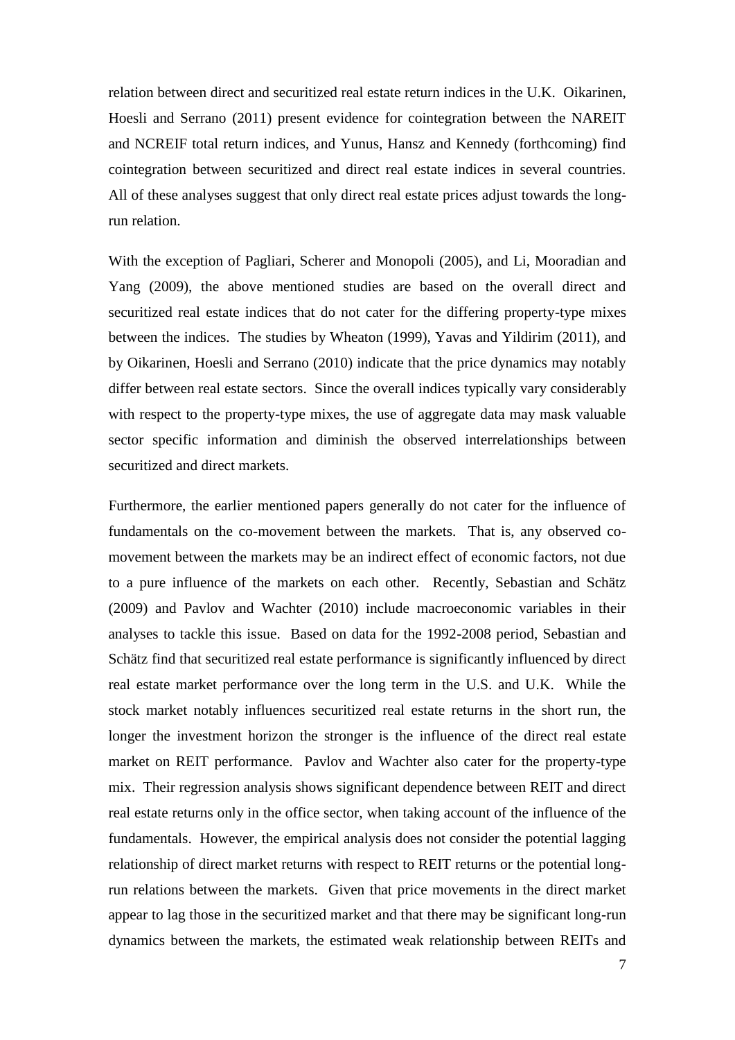relation between direct and securitized real estate return indices in the U.K. Oikarinen, Hoesli and Serrano (2011) present evidence for cointegration between the NAREIT and NCREIF total return indices, and Yunus, Hansz and Kennedy (forthcoming) find cointegration between securitized and direct real estate indices in several countries. All of these analyses suggest that only direct real estate prices adjust towards the long-run relation.

With the exception of Pagliari, Scherer and Monopoli (2005), and Li, Mooradian and Yang (2009), the above mentioned studies are based on the overall direct and securitized real estate indices that do not cater for the differing property-type mixes between the indices. The studies by Wheaton (1999), Yavas and Yildirim (2011), and by Oikarinen, Hoesli and Serrano (2010) indicate that the price dynamics may notably differ between real estate sectors. Since the overall indices typically vary considerably with respect to the property-type mixes, the use of aggregate data may mask valuable sector specific information and diminish the observed interrelationships between securitized and direct markets.

Furthermore, the earlier mentioned papers generally do not cater for the influence of fundamentals on the co-movement between the markets. That is, any observed co-movement between the markets may be an indirect effect of economic factors, not due to a pure influence of the markets on each other. Recently, Sebastian and Schätz (2009) and Pavlov and Wachter (2010) include macroeconomic variables in their analyses to tackle this issue. Based on data for the 1992-2008 period, Sebastian and Schätz find that securitized real estate performance is significantly influenced by direct real estate market performance over the long term in the U.S. and U.K. While the stock market notably influences securitized real estate returns in the short run, the longer the investment horizon the stronger is the influence of the direct real estate market on REIT performance. Pavlov and Wachter also cater for the property-type mix. Their regression analysis shows significant dependence between REIT and direct real estate returns only in the office sector, when taking account of the influence of the fundamentals. However, the empirical analysis does not consider the potential lagging relationship of direct market returns with respect to REIT returns or the potential long-run relations between the markets. Given that price movements in the direct market appear to lag those in the securitized market and that there may be significant long-run dynamics between the markets, the estimated weak relationship between REITs and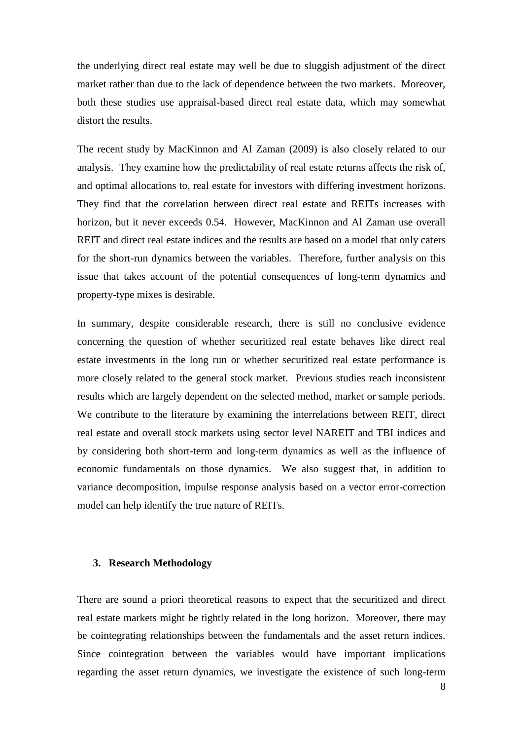the underlying direct real estate may well be due to sluggish adjustment of the direct market rather than due to the lack of dependence between the two markets. Moreover, both these studies use appraisal-based direct real estate data, which may somewhat distort the results.

The recent study by MacKinnon and Al Zaman (2009) is also closely related to our analysis. They examine how the predictability of real estate returns affects the risk of, and optimal allocations to, real estate for investors with differing investment horizons. They find that the correlation between direct real estate and REITs increases with horizon, but it never exceeds 0.54. However, MacKinnon and Al Zaman use overall REIT and direct real estate indices and the results are based on a model that only caters for the short-run dynamics between the variables. Therefore, further analysis on this issue that takes account of the potential consequences of long-term dynamics and property-type mixes is desirable.

In summary, despite considerable research, there is still no conclusive evidence concerning the question of whether securitized real estate behaves like direct real estate investments in the long run or whether securitized real estate performance is more closely related to the general stock market. Previous studies reach inconsistent results which are largely dependent on the selected method, market or sample periods. We contribute to the literature by examining the interrelations between REIT, direct real estate and overall stock markets using sector level NAREIT and TBI indices and by considering both short-term and long-term dynamics as well as the influence of economic fundamentals on those dynamics. We also suggest that, in addition to variance decomposition, impulse response analysis based on a vector error-correction model can help identify the true nature of REITs.

## 3. Research Methodology

There are sound a priori theoretical reasons to expect that the securitized and direct real estate markets might be tightly related in the long horizon. Moreover, there may be cointegrating relationships between the fundamentals and the asset return indices. Since cointegration between the variables would have important implications regarding the asset return dynamics, we investigate the existence of such long-term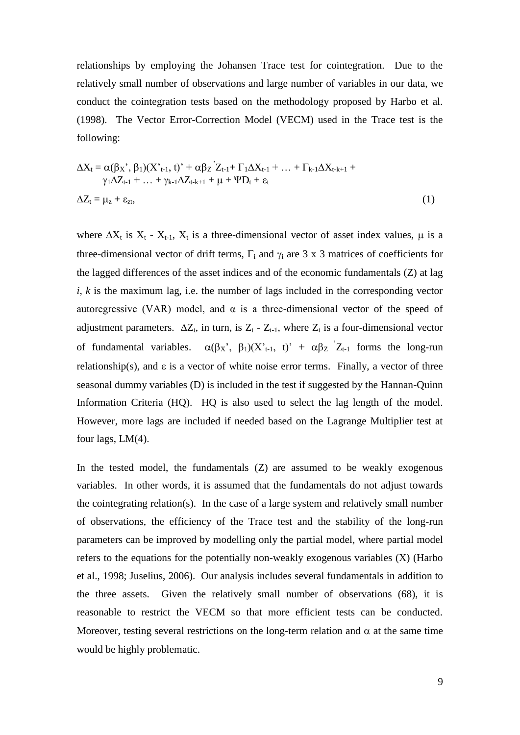relationships by employing the Johansen Trace test for cointegration. Due to the relatively small number of observations and large number of variables in our data, we conduct the cointegration tests based on the methodology proposed by Harbo et al. (1998). The Vector Error-Correction Model (VECM) used in the Trace test is the following:

$$\Delta X_t = \alpha(\beta_X', \beta_1)(X'_{t-1}, t)' + \alpha\beta_Z{}' Z_{t-1} + \Gamma_1 \Delta X_{t-1} + \ldots + \Gamma_{k-1}\Delta X_{t-k+1} + \gamma_1 \Delta Z_{t-1} + \ldots + \gamma_{k-1}\Delta Z_{t-k+1} + \mu + \Psi D_t + \varepsilon_t$$

$$\Delta Z_t = \mu_z + \varepsilon_{zt}, \tag{1}$$

where $\Delta X_t$ is $X_t$ - $X_{t-1}$, $X_t$ is a three-dimensional vector of asset index values, $\mu$ is a three-dimensional vector of drift terms, $\Gamma_i$ and $\gamma_i$ are 3 x 3 matrices of coefficients for the lagged differences of the asset indices and of the economic fundamentals (Z) at lag *i*, *k* is the maximum lag, i.e. the number of lags included in the corresponding vector autoregressive (VAR) model, and $\alpha$ is a three-dimensional vector of the speed of adjustment parameters. $\Delta Z_t$, in turn, is $Z_t$ - $Z_{t-1}$, where $Z_t$ is a four-dimensional vector of fundamental variables. $\alpha(\beta_X', \beta_1)(X'_{t-1}, t)' + \alpha\beta_Z{}' Z_{t-1}$ forms the long-run relationship(s), and $\varepsilon$ is a vector of white noise error terms. Finally, a vector of three seasonal dummy variables (D) is included in the test if suggested by the Hannan-Quinn Information Criteria (HQ). HQ is also used to select the lag length of the model. However, more lags are included if needed based on the Lagrange Multiplier test at four lags, LM(4).

In the tested model, the fundamentals (Z) are assumed to be weakly exogenous variables. In other words, it is assumed that the fundamentals do not adjust towards the cointegrating relation(s). In the case of a large system and relatively small number of observations, the efficiency of the Trace test and the stability of the long-run parameters can be improved by modelling only the partial model, where partial model refers to the equations for the potentially non-weakly exogenous variables (X) (Harbo et al., 1998; Juselius, 2006). Our analysis includes several fundamentals in addition to the three assets. Given the relatively small number of observations (68), it is reasonable to restrict the VECM so that more efficient tests can be conducted. Moreover, testing several restrictions on the long-term relation and $\alpha$ at the same time would be highly problematic.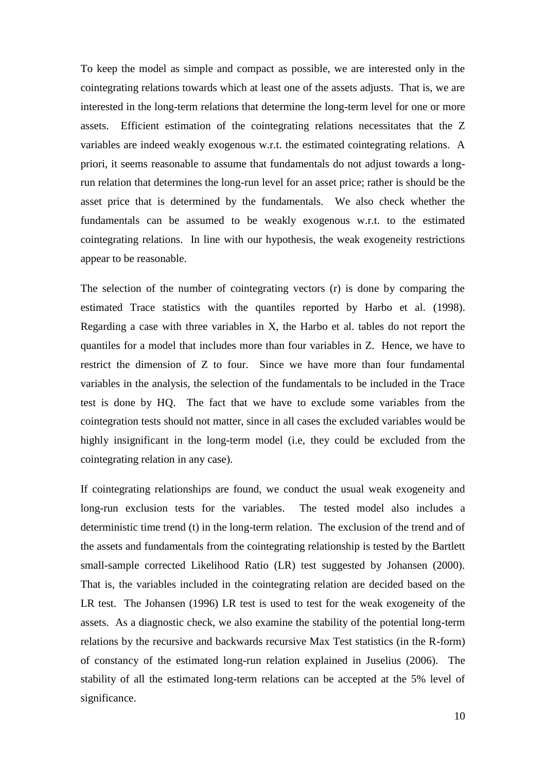To keep the model as simple and compact as possible, we are interested only in the cointegrating relations towards which at least one of the assets adjusts. That is, we are interested in the long-term relations that determine the long-term level for one or more assets. Efficient estimation of the cointegrating relations necessitates that the Z variables are indeed weakly exogenous w.r.t. the estimated cointegrating relations. A priori, it seems reasonable to assume that fundamentals do not adjust towards a long-run relation that determines the long-run level for an asset price; rather is should be the asset price that is determined by the fundamentals. We also check whether the fundamentals can be assumed to be weakly exogenous w.r.t. to the estimated cointegrating relations. In line with our hypothesis, the weak exogeneity restrictions appear to be reasonable.

The selection of the number of cointegrating vectors (r) is done by comparing the estimated Trace statistics with the quantiles reported by Harbo et al. (1998). Regarding a case with three variables in X, the Harbo et al. tables do not report the quantiles for a model that includes more than four variables in Z. Hence, we have to restrict the dimension of Z to four. Since we have more than four fundamental variables in the analysis, the selection of the fundamentals to be included in the Trace test is done by HQ. The fact that we have to exclude some variables from the cointegration tests should not matter, since in all cases the excluded variables would be highly insignificant in the long-term model (i.e, they could be excluded from the cointegrating relation in any case).

If cointegrating relationships are found, we conduct the usual weak exogeneity and long-run exclusion tests for the variables. The tested model also includes a deterministic time trend (t) in the long-term relation. The exclusion of the trend and of the assets and fundamentals from the cointegrating relationship is tested by the Bartlett small-sample corrected Likelihood Ratio (LR) test suggested by Johansen (2000). That is, the variables included in the cointegrating relation are decided based on the LR test. The Johansen (1996) LR test is used to test for the weak exogeneity of the assets. As a diagnostic check, we also examine the stability of the potential long-term relations by the recursive and backwards recursive Max Test statistics (in the R-form) of constancy of the estimated long-run relation explained in Juselius (2006). The stability of all the estimated long-term relations can be accepted at the 5% level of significance.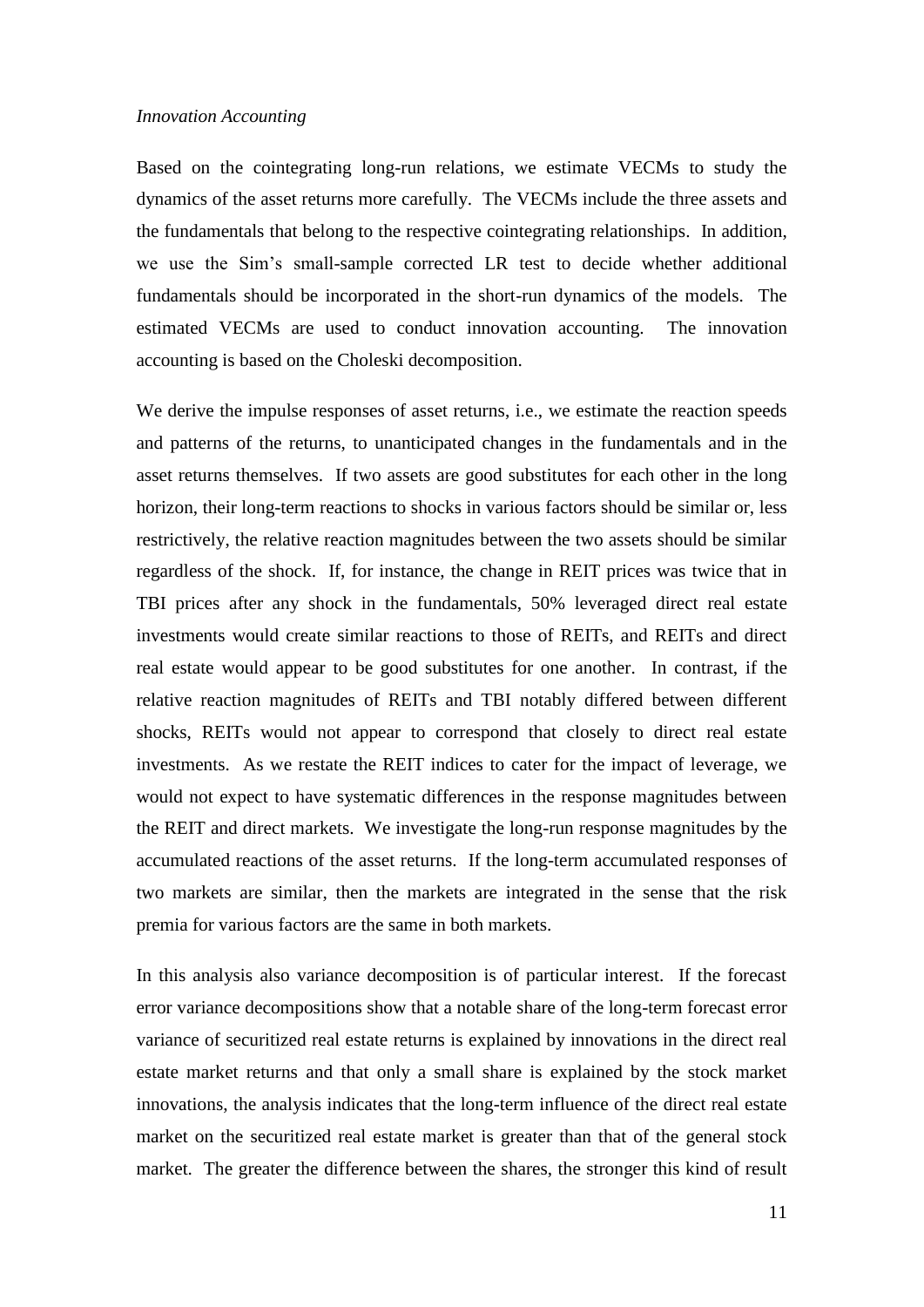*Innovation Accounting*

Based on the cointegrating long-run relations, we estimate VECMs to study the dynamics of the asset returns more carefully. The VECMs include the three assets and the fundamentals that belong to the respective cointegrating relationships. In addition, we use the Sim's small-sample corrected LR test to decide whether additional fundamentals should be incorporated in the short-run dynamics of the models. The estimated VECMs are used to conduct innovation accounting. The innovation accounting is based on the Choleski decomposition.

We derive the impulse responses of asset returns, i.e., we estimate the reaction speeds and patterns of the returns, to unanticipated changes in the fundamentals and in the asset returns themselves. If two assets are good substitutes for each other in the long horizon, their long-term reactions to shocks in various factors should be similar or, less restrictively, the relative reaction magnitudes between the two assets should be similar regardless of the shock. If, for instance, the change in REIT prices was twice that in TBI prices after any shock in the fundamentals, 50% leveraged direct real estate investments would create similar reactions to those of REITs, and REITs and direct real estate would appear to be good substitutes for one another. In contrast, if the relative reaction magnitudes of REITs and TBI notably differed between different shocks, REITs would not appear to correspond that closely to direct real estate investments. As we restate the REIT indices to cater for the impact of leverage, we would not expect to have systematic differences in the response magnitudes between the REIT and direct markets. We investigate the long-run response magnitudes by the accumulated reactions of the asset returns. If the long-term accumulated responses of two markets are similar, then the markets are integrated in the sense that the risk premia for various factors are the same in both markets.

In this analysis also variance decomposition is of particular interest. If the forecast error variance decompositions show that a notable share of the long-term forecast error variance of securitized real estate returns is explained by innovations in the direct real estate market returns and that only a small share is explained by the stock market innovations, the analysis indicates that the long-term influence of the direct real estate market on the securitized real estate market is greater than that of the general stock market. The greater the difference between the shares, the stronger this kind of result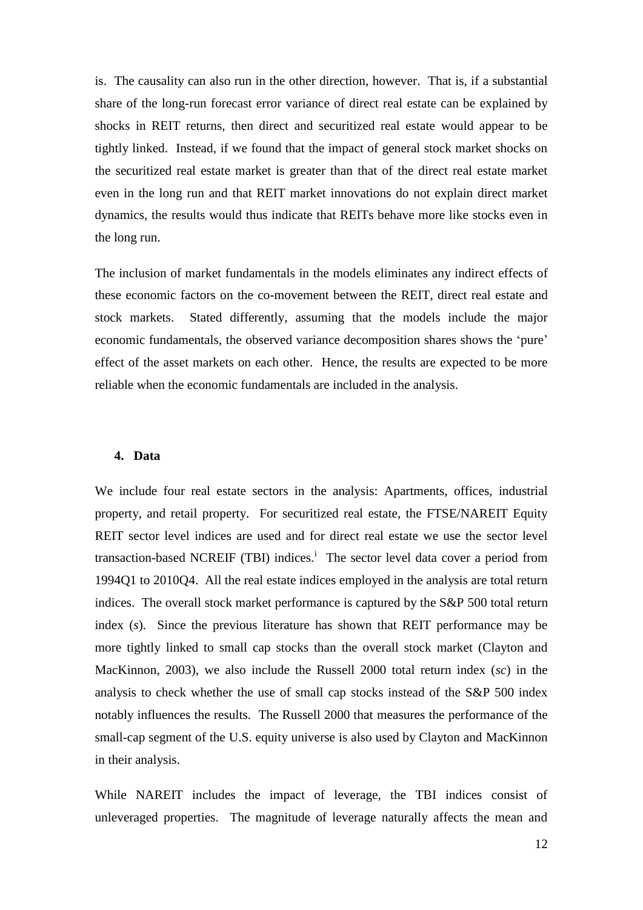is. The causality can also run in the other direction, however. That is, if a substantial share of the long-run forecast error variance of direct real estate can be explained by shocks in REIT returns, then direct and securitized real estate would appear to be tightly linked. Instead, if we found that the impact of general stock market shocks on the securitized real estate market is greater than that of the direct real estate market even in the long run and that REIT market innovations do not explain direct market dynamics, the results would thus indicate that REITs behave more like stocks even in the long run.

The inclusion of market fundamentals in the models eliminates any indirect effects of these economic factors on the co-movement between the REIT, direct real estate and stock markets. Stated differently, assuming that the models include the major economic fundamentals, the observed variance decomposition shares shows the 'pure' effect of the asset markets on each other. Hence, the results are expected to be more reliable when the economic fundamentals are included in the analysis.

## 4. Data

We include four real estate sectors in the analysis: Apartments, offices, industrial property, and retail property. For securitized real estate, the FTSE/NAREIT Equity REIT sector level indices are used and for direct real estate we use the sector level transaction-based NCREIF (TBI) indices.[i] The sector level data cover a period from 1994Q1 to 2010Q4. All the real estate indices employed in the analysis are total return indices. The overall stock market performance is captured by the S&P 500 total return index (*s*). Since the previous literature has shown that REIT performance may be more tightly linked to small cap stocks than the overall stock market (Clayton and MacKinnon, 2003), we also include the Russell 2000 total return index (*sc*) in the analysis to check whether the use of small cap stocks instead of the S&P 500 index notably influences the results. The Russell 2000 that measures the performance of the small-cap segment of the U.S. equity universe is also used by Clayton and MacKinnon in their analysis.

While NAREIT includes the impact of leverage, the TBI indices consist of unleveraged properties. The magnitude of leverage naturally affects the mean and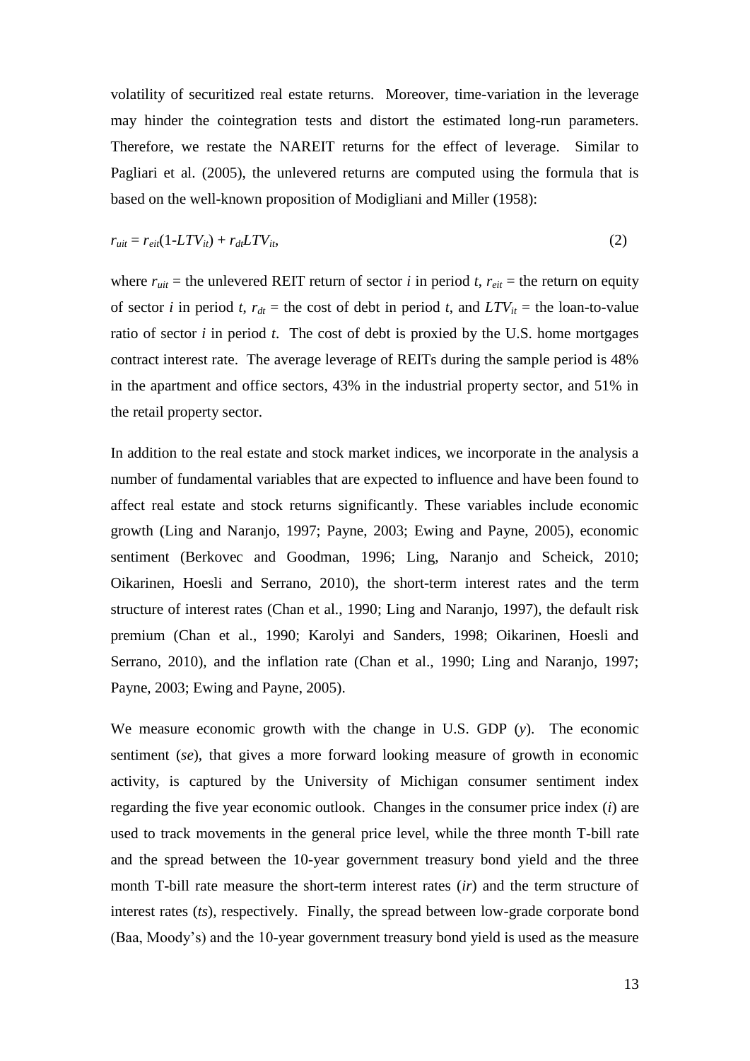volatility of securitized real estate returns. Moreover, time-variation in the leverage may hinder the cointegration tests and distort the estimated long-run parameters. Therefore, we restate the NAREIT returns for the effect of leverage. Similar to Pagliari et al. (2005), the unlevered returns are computed using the formula that is based on the well-known proposition of Modigliani and Miller (1958):

$$r_{uit} = r_{eit}(1\text{-}LTV_{it}) + r_{dt}LTV_{it}, \tag{2}$$

where $r_{uit}$ = the unlevered REIT return of sector $i$ in period $t$, $r_{eit}$ = the return on equity of sector $i$ in period $t$, $r_{dt}$ = the cost of debt in period $t$, and $LTV_{it}$ = the loan-to-value ratio of sector $i$ in period $t$. The cost of debt is proxied by the U.S. home mortgages contract interest rate. The average leverage of REITs during the sample period is 48% in the apartment and office sectors, 43% in the industrial property sector, and 51% in the retail property sector.

In addition to the real estate and stock market indices, we incorporate in the analysis a number of fundamental variables that are expected to influence and have been found to affect real estate and stock returns significantly. These variables include economic growth (Ling and Naranjo, 1997; Payne, 2003; Ewing and Payne, 2005), economic sentiment (Berkovec and Goodman, 1996; Ling, Naranjo and Scheick, 2010; Oikarinen, Hoesli and Serrano, 2010), the short-term interest rates and the term structure of interest rates (Chan et al., 1990; Ling and Naranjo, 1997), the default risk premium (Chan et al., 1990; Karolyi and Sanders, 1998; Oikarinen, Hoesli and Serrano, 2010), and the inflation rate (Chan et al., 1990; Ling and Naranjo, 1997; Payne, 2003; Ewing and Payne, 2005).

We measure economic growth with the change in U.S. GDP ($y$). The economic sentiment ($se$), that gives a more forward looking measure of growth in economic activity, is captured by the University of Michigan consumer sentiment index regarding the five year economic outlook. Changes in the consumer price index ($i$) are used to track movements in the general price level, while the three month T-bill rate and the spread between the 10-year government treasury bond yield and the three month T-bill rate measure the short-term interest rates ($ir$) and the term structure of interest rates ($ts$), respectively. Finally, the spread between low-grade corporate bond (Baa, Moody's) and the 10-year government treasury bond yield is used as the measure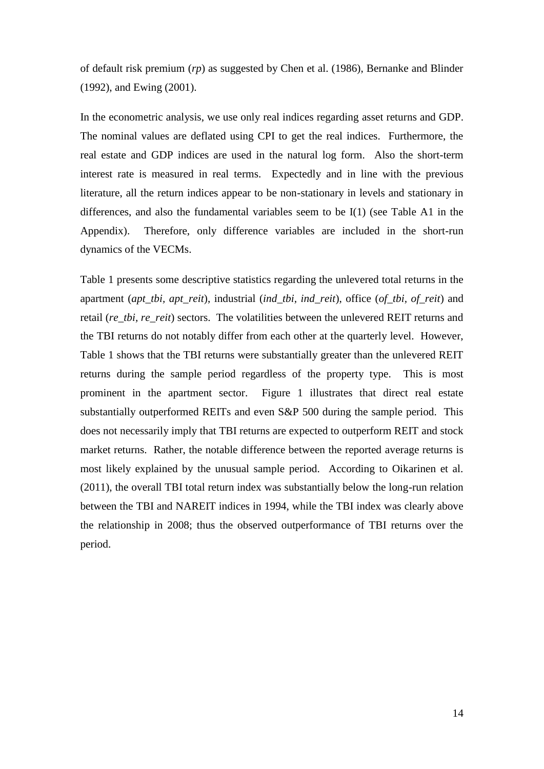of default risk premium (*rp*) as suggested by Chen et al. (1986), Bernanke and Blinder (1992), and Ewing (2001).

In the econometric analysis, we use only real indices regarding asset returns and GDP. The nominal values are deflated using CPI to get the real indices. Furthermore, the real estate and GDP indices are used in the natural log form. Also the short-term interest rate is measured in real terms. Expectedly and in line with the previous literature, all the return indices appear to be non-stationary in levels and stationary in differences, and also the fundamental variables seem to be I(1) (see Table A1 in the Appendix). Therefore, only difference variables are included in the short-run dynamics of the VECMs.

Table 1 presents some descriptive statistics regarding the unlevered total returns in the apartment (*apt_tbi*, *apt_reit*), industrial (*ind_tbi*, *ind_reit*), office (*of_tbi*, *of_reit*) and retail (*re_tbi, re_reit*) sectors. The volatilities between the unlevered REIT returns and the TBI returns do not notably differ from each other at the quarterly level. However, Table 1 shows that the TBI returns were substantially greater than the unlevered REIT returns during the sample period regardless of the property type. This is most prominent in the apartment sector. Figure 1 illustrates that direct real estate substantially outperformed REITs and even S&P 500 during the sample period. This does not necessarily imply that TBI returns are expected to outperform REIT and stock market returns. Rather, the notable difference between the reported average returns is most likely explained by the unusual sample period. According to Oikarinen et al. (2011), the overall TBI total return index was substantially below the long-run relation between the TBI and NAREIT indices in 1994, while the TBI index was clearly above the relationship in 2008; thus the observed outperformance of TBI returns over the period.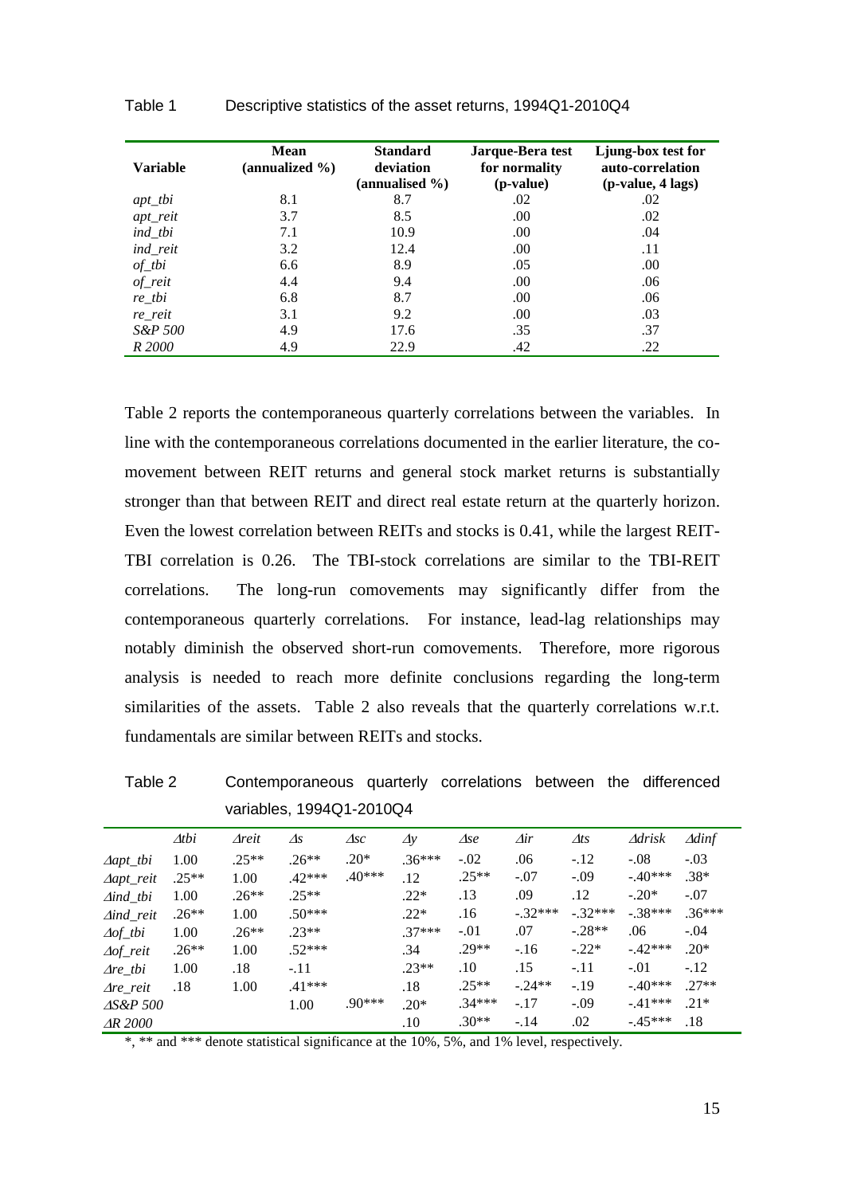Table 1 Descriptive statistics of the asset returns, 1994Q1-2010Q4

| Variable | Mean (annualized %) | Standard deviation (annualised %) | Jarque-Bera test for normality (p-value) | Ljung-box test for auto-correlation (p-value, 4 lags) |
|---|---|---|---|---|
| *apt_tbi* | 8.1 | 8.7 | .02 | .02 |
| *apt_reit* | 3.7 | 8.5 | .00 | .02 |
| *ind_tbi* | 7.1 | 10.9 | .00 | .04 |
| *ind_reit* | 3.2 | 12.4 | .00 | .11 |
| *of_tbi* | 6.6 | 8.9 | .05 | .00 |
| *of_reit* | 4.4 | 9.4 | .00 | .06 |
| *re_tbi* | 6.8 | 8.7 | .00 | .06 |
| *re_reit* | 3.1 | 9.2 | .00 | .03 |
| *S&P 500* | 4.9 | 17.6 | .35 | .37 |
| *R 2000* | 4.9 | 22.9 | .42 | .22 |

Table 2 reports the contemporaneous quarterly correlations between the variables. In line with the contemporaneous correlations documented in the earlier literature, the co-movement between REIT returns and general stock market returns is substantially stronger than that between REIT and direct real estate return at the quarterly horizon. Even the lowest correlation between REITs and stocks is 0.41, while the largest REIT-TBI correlation is 0.26. The TBI-stock correlations are similar to the TBI-REIT correlations. The long-run comovements may significantly differ from the contemporaneous quarterly correlations. For instance, lead-lag relationships may notably diminish the observed short-run comovements. Therefore, more rigorous analysis is needed to reach more definite conclusions regarding the long-term similarities of the assets. Table 2 also reveals that the quarterly correlations w.r.t. fundamentals are similar between REITs and stocks.

Table 2 Contemporaneous quarterly correlations between the differenced variables, 1994Q1-2010Q4

| | $\Delta tbi$ | $\Delta reit$ | $\Delta s$ | $\Delta sc$ | $\Delta y$ | $\Delta se$ | $\Delta ir$ | $\Delta ts$ | $\Delta drisk$ | $\Delta dinf$ |
|---|---|---|---|---|---|---|---|---|---|---|
| $\Delta apt\_tbi$ | 1.00 | .25** | .26** | .20* | .36*** | -.02 | .06 | -.12 | -.08 | -.03 |
| $\Delta apt\_reit$ | .25** | 1.00 | .42*** | .40*** | .12 | .25** | -.07 | -.09 | -.40*** | .38* |
| $\Delta ind\_tbi$ | 1.00 | .26** | .25** | | .22* | .13 | .09 | .12 | -.20* | -.07 |
| $\Delta ind\_reit$ | .26** | 1.00 | .50*** | | .22* | .16 | -.32*** | -.32*** | -.38*** | .36*** |
| $\Delta of\_tbi$ | 1.00 | .26** | .23** | | .37*** | -.01 | .07 | -.28** | .06 | -.04 |
| $\Delta of\_reit$ | .26** | 1.00 | .52*** | | .34 | .29** | -.16 | -.22* | -.42*** | .20* |
| $\Delta re\_tbi$ | 1.00 | .18 | -.11 | | .23** | .10 | .15 | -.11 | -.01 | -.12 |
| $\Delta re\_reit$ | .18 | 1.00 | .41*** | | .18 | .25** | -.24** | -.19 | -.40*** | .27** |
| $\Delta S\&P\ 500$ | | | 1.00 | .90*** | .20* | .34*** | -.17 | -.09 | -.41*** | .21* |
| $\Delta R\ 2000$ | | | | | .10 | .30** | -.14 | .02 | -.45*** | .18 |

*, ** and *** denote statistical significance at the 10%, 5%, and 1% level, respectively.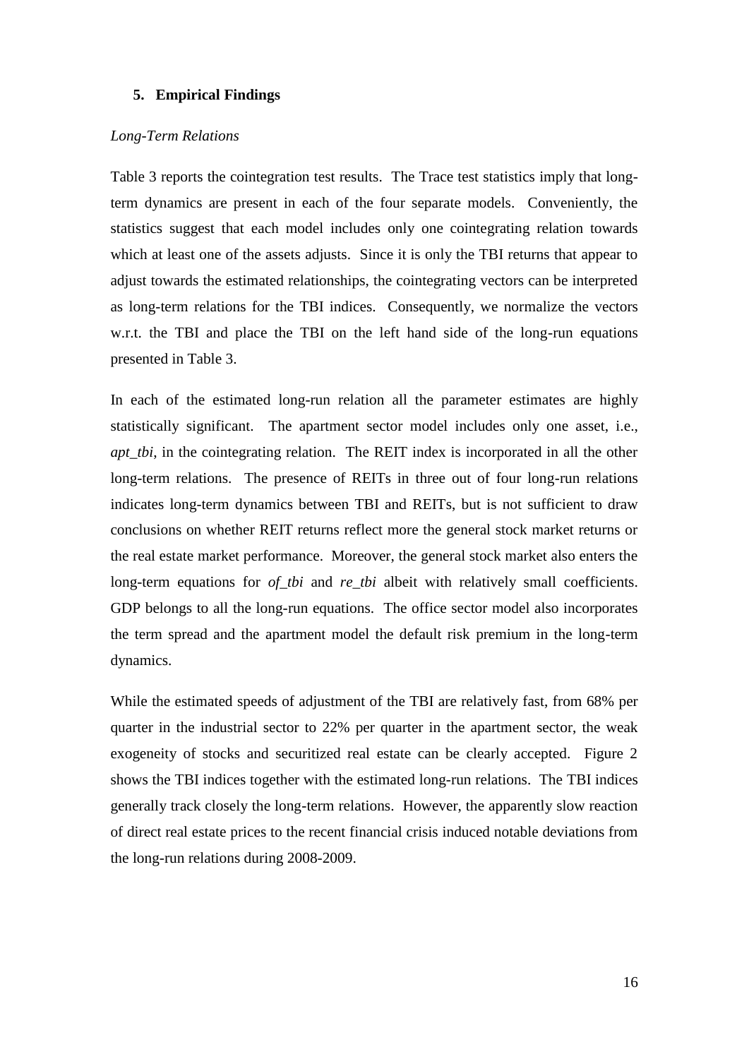## 5. Empirical Findings

### *Long-Term Relations*

Table 3 reports the cointegration test results. The Trace test statistics imply that long-term dynamics are present in each of the four separate models. Conveniently, the statistics suggest that each model includes only one cointegrating relation towards which at least one of the assets adjusts. Since it is only the TBI returns that appear to adjust towards the estimated relationships, the cointegrating vectors can be interpreted as long-term relations for the TBI indices. Consequently, we normalize the vectors w.r.t. the TBI and place the TBI on the left hand side of the long-run equations presented in Table 3.

In each of the estimated long-run relation all the parameter estimates are highly statistically significant. The apartment sector model includes only one asset, i.e., *apt_tbi*, in the cointegrating relation. The REIT index is incorporated in all the other long-term relations. The presence of REITs in three out of four long-run relations indicates long-term dynamics between TBI and REITs, but is not sufficient to draw conclusions on whether REIT returns reflect more the general stock market returns or the real estate market performance. Moreover, the general stock market also enters the long-term equations for *of_tbi* and *re_tbi* albeit with relatively small coefficients. GDP belongs to all the long-run equations. The office sector model also incorporates the term spread and the apartment model the default risk premium in the long-term dynamics.

While the estimated speeds of adjustment of the TBI are relatively fast, from 68% per quarter in the industrial sector to 22% per quarter in the apartment sector, the weak exogeneity of stocks and securitized real estate can be clearly accepted. Figure 2 shows the TBI indices together with the estimated long-run relations. The TBI indices generally track closely the long-term relations. However, the apparently slow reaction of direct real estate prices to the recent financial crisis induced notable deviations from the long-run relations during 2008-2009.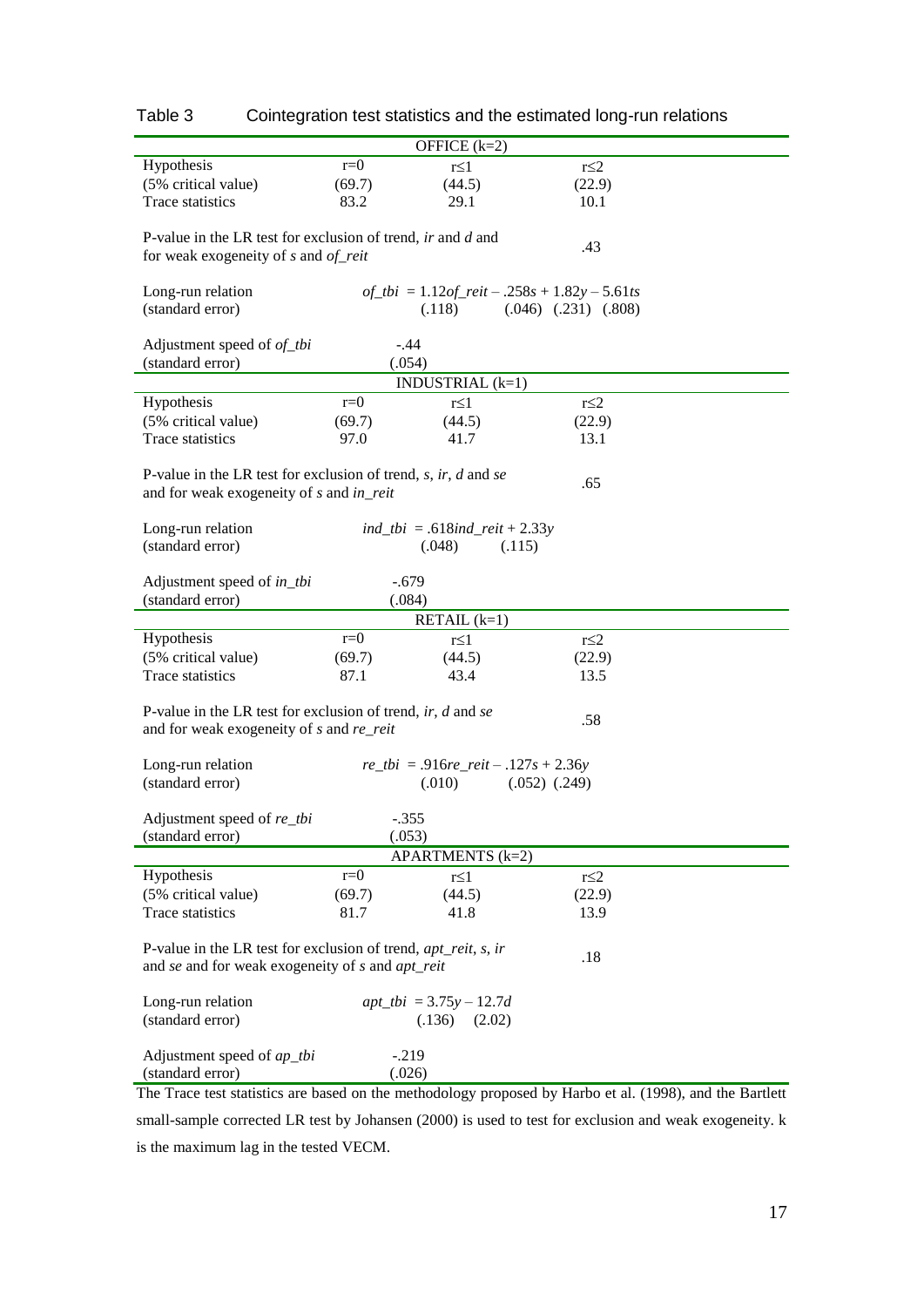Table 3 Cointegration test statistics and the estimated long-run relations

| | | | |
|---|---|---|---|
| **OFFICE (k=2)** | | | |
| Hypothesis | r=0 | r≤1 | r≤2 |
| (5% critical value) | (69.7) | (44.5) | (22.9) |
| Trace statistics | 83.2 | 29.1 | 10.1 |
| P-value in the LR test for exclusion of trend, *ir* and *d* and for weak exogeneity of *s* and *of_reit* | | | .43 |
| Long-run relation (standard error) | $of\_tbi = 1.12 of\_reit - .258s + 1.82y - 5.61ts$ <br> (.118) (.046) (.231) (.808) | | |
| Adjustment speed of *of_tbi* (standard error) | -.44 <br> (.054) | | |
| **INDUSTRIAL (k=1)** | | | |
| Hypothesis | r=0 | r≤1 | r≤2 |
| (5% critical value) | (69.7) | (44.5) | (22.9) |
| Trace statistics | 97.0 | 41.7 | 13.1 |
| P-value in the LR test for exclusion of trend, *s*, *ir*, *d* and *se* and for weak exogeneity of *s* and *in_reit* | | | .65 |
| Long-run relation (standard error) | $ind\_tbi = .618 ind\_reit + 2.33y$ <br> (.048) (.115) | | |
| Adjustment speed of *in_tbi* (standard error) | -.679 <br> (.084) | | |
| **RETAIL (k=1)** | | | |
| Hypothesis | r=0 | r≤1 | r≤2 |
| (5% critical value) | (69.7) | (44.5) | (22.9) |
| Trace statistics | 87.1 | 43.4 | 13.5 |
| P-value in the LR test for exclusion of trend, *ir*, *d* and *se* and for weak exogeneity of *s* and *re_reit* | | | .58 |
| Long-run relation (standard error) | $re\_tbi = .916 re\_reit - .127s + 2.36y$ <br> (.010) (.052) (.249) | | |
| Adjustment speed of *re_tbi* (standard error) | -.355 <br> (.053) | | |
| **APARTMENTS (k=2)** | | | |
| Hypothesis | r=0 | r≤1 | r≤2 |
| (5% critical value) | (69.7) | (44.5) | (22.9) |
| Trace statistics | 81.7 | 41.8 | 13.9 |
| P-value in the LR test for exclusion of trend, *apt_reit*, *s*, *ir* and *se* and for weak exogeneity of *s* and *apt_reit* | | | .18 |
| Long-run relation (standard error) | $apt\_tbi = 3.75y - 12.7d$ <br> (.136) (2.02) | | |
| Adjustment speed of *ap_tbi* (standard error) | -.219 <br> (.026) | | |

The Trace test statistics are based on the methodology proposed by Harbo et al. (1998), and the Bartlett small-sample corrected LR test by Johansen (2000) is used to test for exclusion and weak exogeneity. k is the maximum lag in the tested VECM.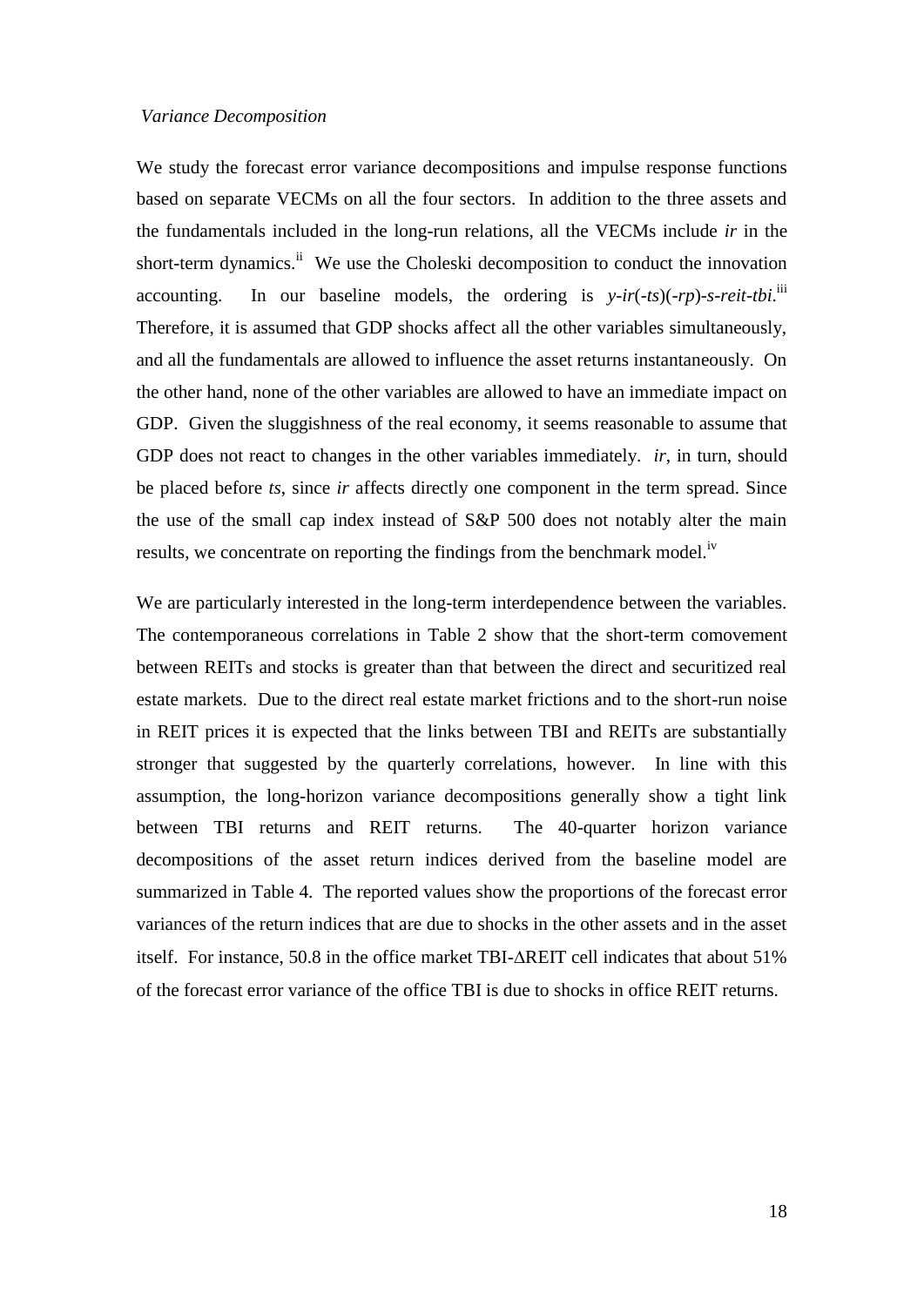*Variance Decomposition*

We study the forecast error variance decompositions and impulse response functions based on separate VECMs on all the four sectors. In addition to the three assets and the fundamentals included in the long-run relations, all the VECMs include *ir* in the short-term dynamics.[ii] We use the Choleski decomposition to conduct the innovation accounting. In our baseline models, the ordering is *y*-*ir*(-*ts*)(-*rp*)-*s*-*reit*-*tbi*.[iii] Therefore, it is assumed that GDP shocks affect all the other variables simultaneously, and all the fundamentals are allowed to influence the asset returns instantaneously. On the other hand, none of the other variables are allowed to have an immediate impact on GDP. Given the sluggishness of the real economy, it seems reasonable to assume that GDP does not react to changes in the other variables immediately. *ir*, in turn, should be placed before *ts*, since *ir* affects directly one component in the term spread. Since the use of the small cap index instead of S&P 500 does not notably alter the main results, we concentrate on reporting the findings from the benchmark model.[iv]

We are particularly interested in the long-term interdependence between the variables. The contemporaneous correlations in Table 2 show that the short-term comovement between REITs and stocks is greater than that between the direct and securitized real estate markets. Due to the direct real estate market frictions and to the short-run noise in REIT prices it is expected that the links between TBI and REITs are substantially stronger that suggested by the quarterly correlations, however. In line with this assumption, the long-horizon variance decompositions generally show a tight link between TBI returns and REIT returns. The 40-quarter horizon variance decompositions of the asset return indices derived from the baseline model are summarized in Table 4. The reported values show the proportions of the forecast error variances of the return indices that are due to shocks in the other assets and in the asset itself. For instance, 50.8 in the office market TBI-ΔREIT cell indicates that about 51% of the forecast error variance of the office TBI is due to shocks in office REIT returns.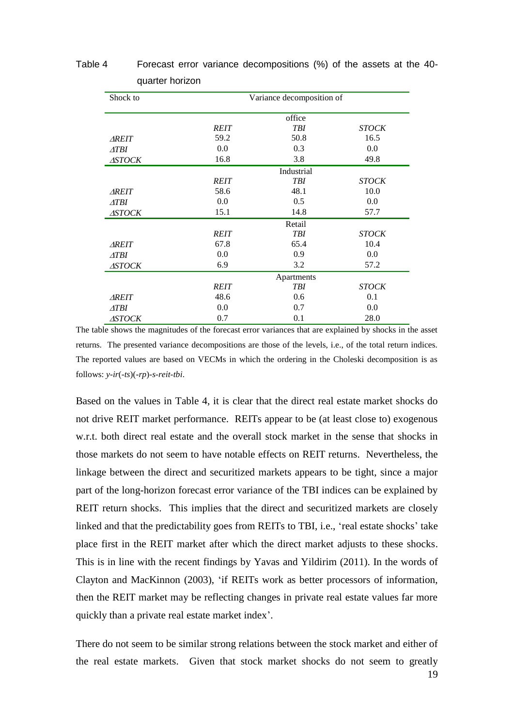Table 4 Forecast error variance decompositions (%) of the assets at the 40-quarter horizon

| Shock to | Variance decomposition of | | |
|---|---|---|---|
| | office | | |
| | *REIT* | *TBI* | *STOCK* |
| *ΔREIT* | 59.2 | 50.8 | 16.5 |
| *ΔTBI* | 0.0 | 0.3 | 0.0 |
| *ΔSTOCK* | 16.8 | 3.8 | 49.8 |
| | Industrial | | |
| | *REIT* | *TBI* | *STOCK* |
| *ΔREIT* | 58.6 | 48.1 | 10.0 |
| *ΔTBI* | 0.0 | 0.5 | 0.0 |
| *ΔSTOCK* | 15.1 | 14.8 | 57.7 |
| | Retail | | |
| | *REIT* | *TBI* | *STOCK* |
| *ΔREIT* | 67.8 | 65.4 | 10.4 |
| *ΔTBI* | 0.0 | 0.9 | 0.0 |
| *ΔSTOCK* | 6.9 | 3.2 | 57.2 |
| | Apartments | | |
| | *REIT* | *TBI* | *STOCK* |
| *ΔREIT* | 48.6 | 0.6 | 0.1 |
| *ΔTBI* | 0.0 | 0.7 | 0.0 |
| *ΔSTOCK* | 0.7 | 0.1 | 28.0 |

The table shows the magnitudes of the forecast error variances that are explained by shocks in the asset returns. The presented variance decompositions are those of the levels, i.e., of the total return indices. The reported values are based on VECMs in which the ordering in the Choleski decomposition is as follows: *y-ir*(*-ts*)(*-rp*)*-s-reit-tbi*.

Based on the values in Table 4, it is clear that the direct real estate market shocks do not drive REIT market performance. REITs appear to be (at least close to) exogenous w.r.t. both direct real estate and the overall stock market in the sense that shocks in those markets do not seem to have notable effects on REIT returns. Nevertheless, the linkage between the direct and securitized markets appears to be tight, since a major part of the long-horizon forecast error variance of the TBI indices can be explained by REIT return shocks. This implies that the direct and securitized markets are closely linked and that the predictability goes from REITs to TBI, i.e., 'real estate shocks' take place first in the REIT market after which the direct market adjusts to these shocks. This is in line with the recent findings by Yavas and Yildirim (2011). In the words of Clayton and MacKinnon (2003), 'if REITs work as better processors of information, then the REIT market may be reflecting changes in private real estate values far more quickly than a private real estate market index'.

There do not seem to be similar strong relations between the stock market and either of the real estate markets. Given that stock market shocks do not seem to greatly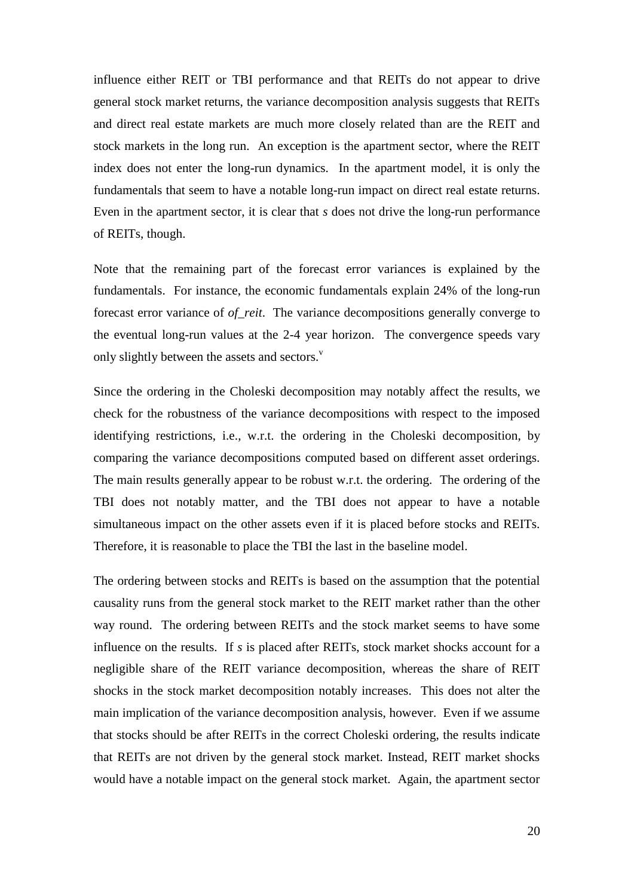influence either REIT or TBI performance and that REITs do not appear to drive general stock market returns, the variance decomposition analysis suggests that REITs and direct real estate markets are much more closely related than are the REIT and stock markets in the long run. An exception is the apartment sector, where the REIT index does not enter the long-run dynamics. In the apartment model, it is only the fundamentals that seem to have a notable long-run impact on direct real estate returns. Even in the apartment sector, it is clear that *s* does not drive the long-run performance of REITs, though.

Note that the remaining part of the forecast error variances is explained by the fundamentals. For instance, the economic fundamentals explain 24% of the long-run forecast error variance of *of_reit*. The variance decompositions generally converge to the eventual long-run values at the 2-4 year horizon. The convergence speeds vary only slightly between the assets and sectors.[v]

Since the ordering in the Choleski decomposition may notably affect the results, we check for the robustness of the variance decompositions with respect to the imposed identifying restrictions, i.e., w.r.t. the ordering in the Choleski decomposition, by comparing the variance decompositions computed based on different asset orderings. The main results generally appear to be robust w.r.t. the ordering. The ordering of the TBI does not notably matter, and the TBI does not appear to have a notable simultaneous impact on the other assets even if it is placed before stocks and REITs. Therefore, it is reasonable to place the TBI the last in the baseline model.

The ordering between stocks and REITs is based on the assumption that the potential causality runs from the general stock market to the REIT market rather than the other way round. The ordering between REITs and the stock market seems to have some influence on the results. If *s* is placed after REITs, stock market shocks account for a negligible share of the REIT variance decomposition, whereas the share of REIT shocks in the stock market decomposition notably increases. This does not alter the main implication of the variance decomposition analysis, however. Even if we assume that stocks should be after REITs in the correct Choleski ordering, the results indicate that REITs are not driven by the general stock market. Instead, REIT market shocks would have a notable impact on the general stock market. Again, the apartment sector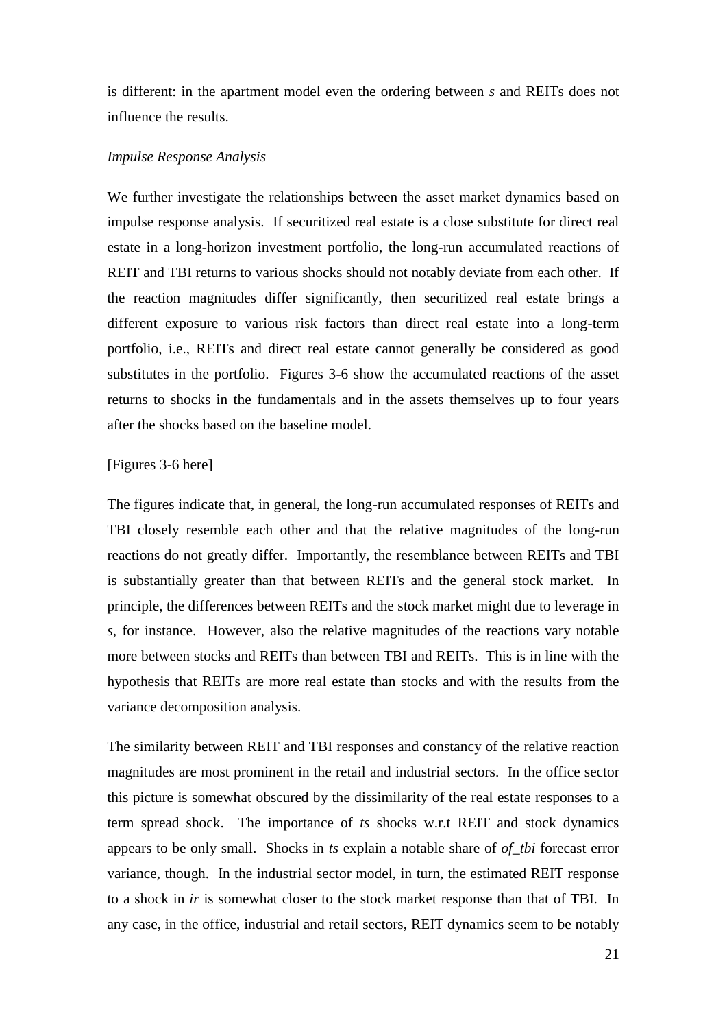is different: in the apartment model even the ordering between *s* and REITs does not influence the results.

*Impulse Response Analysis*

We further investigate the relationships between the asset market dynamics based on impulse response analysis. If securitized real estate is a close substitute for direct real estate in a long-horizon investment portfolio, the long-run accumulated reactions of REIT and TBI returns to various shocks should not notably deviate from each other. If the reaction magnitudes differ significantly, then securitized real estate brings a different exposure to various risk factors than direct real estate into a long-term portfolio, i.e., REITs and direct real estate cannot generally be considered as good substitutes in the portfolio. Figures 3-6 show the accumulated reactions of the asset returns to shocks in the fundamentals and in the assets themselves up to four years after the shocks based on the baseline model.

[Figures 3-6 here]

The figures indicate that, in general, the long-run accumulated responses of REITs and TBI closely resemble each other and that the relative magnitudes of the long-run reactions do not greatly differ. Importantly, the resemblance between REITs and TBI is substantially greater than that between REITs and the general stock market. In principle, the differences between REITs and the stock market might due to leverage in *s*, for instance. However, also the relative magnitudes of the reactions vary notable more between stocks and REITs than between TBI and REITs. This is in line with the hypothesis that REITs are more real estate than stocks and with the results from the variance decomposition analysis.

The similarity between REIT and TBI responses and constancy of the relative reaction magnitudes are most prominent in the retail and industrial sectors. In the office sector this picture is somewhat obscured by the dissimilarity of the real estate responses to a term spread shock. The importance of *ts* shocks w.r.t REIT and stock dynamics appears to be only small. Shocks in *ts* explain a notable share of *of_tbi* forecast error variance, though. In the industrial sector model, in turn, the estimated REIT response to a shock in *ir* is somewhat closer to the stock market response than that of TBI. In any case, in the office, industrial and retail sectors, REIT dynamics seem to be notably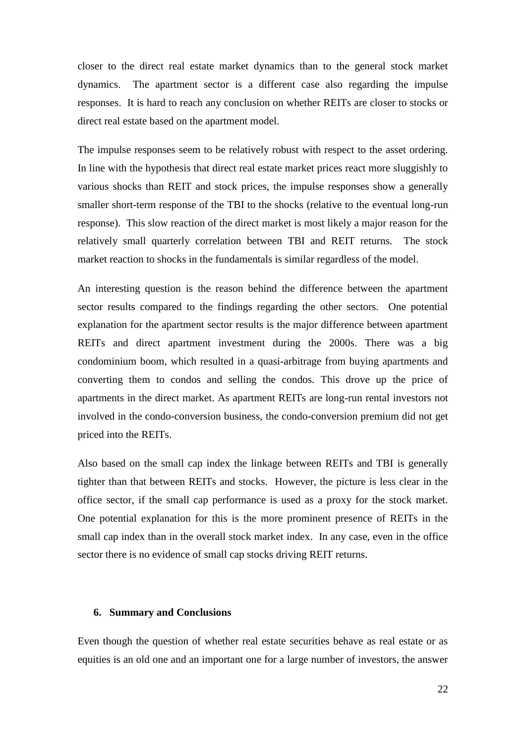closer to the direct real estate market dynamics than to the general stock market dynamics. The apartment sector is a different case also regarding the impulse responses. It is hard to reach any conclusion on whether REITs are closer to stocks or direct real estate based on the apartment model.

The impulse responses seem to be relatively robust with respect to the asset ordering. In line with the hypothesis that direct real estate market prices react more sluggishly to various shocks than REIT and stock prices, the impulse responses show a generally smaller short-term response of the TBI to the shocks (relative to the eventual long-run response). This slow reaction of the direct market is most likely a major reason for the relatively small quarterly correlation between TBI and REIT returns. The stock market reaction to shocks in the fundamentals is similar regardless of the model.

An interesting question is the reason behind the difference between the apartment sector results compared to the findings regarding the other sectors. One potential explanation for the apartment sector results is the major difference between apartment REITs and direct apartment investment during the 2000s. There was a big condominium boom, which resulted in a quasi-arbitrage from buying apartments and converting them to condos and selling the condos. This drove up the price of apartments in the direct market. As apartment REITs are long-run rental investors not involved in the condo-conversion business, the condo-conversion premium did not get priced into the REITs.

Also based on the small cap index the linkage between REITs and TBI is generally tighter than that between REITs and stocks. However, the picture is less clear in the office sector, if the small cap performance is used as a proxy for the stock market. One potential explanation for this is the more prominent presence of REITs in the small cap index than in the overall stock market index. In any case, even in the office sector there is no evidence of small cap stocks driving REIT returns.

## 6. Summary and Conclusions

Even though the question of whether real estate securities behave as real estate or as equities is an old one and an important one for a large number of investors, the answer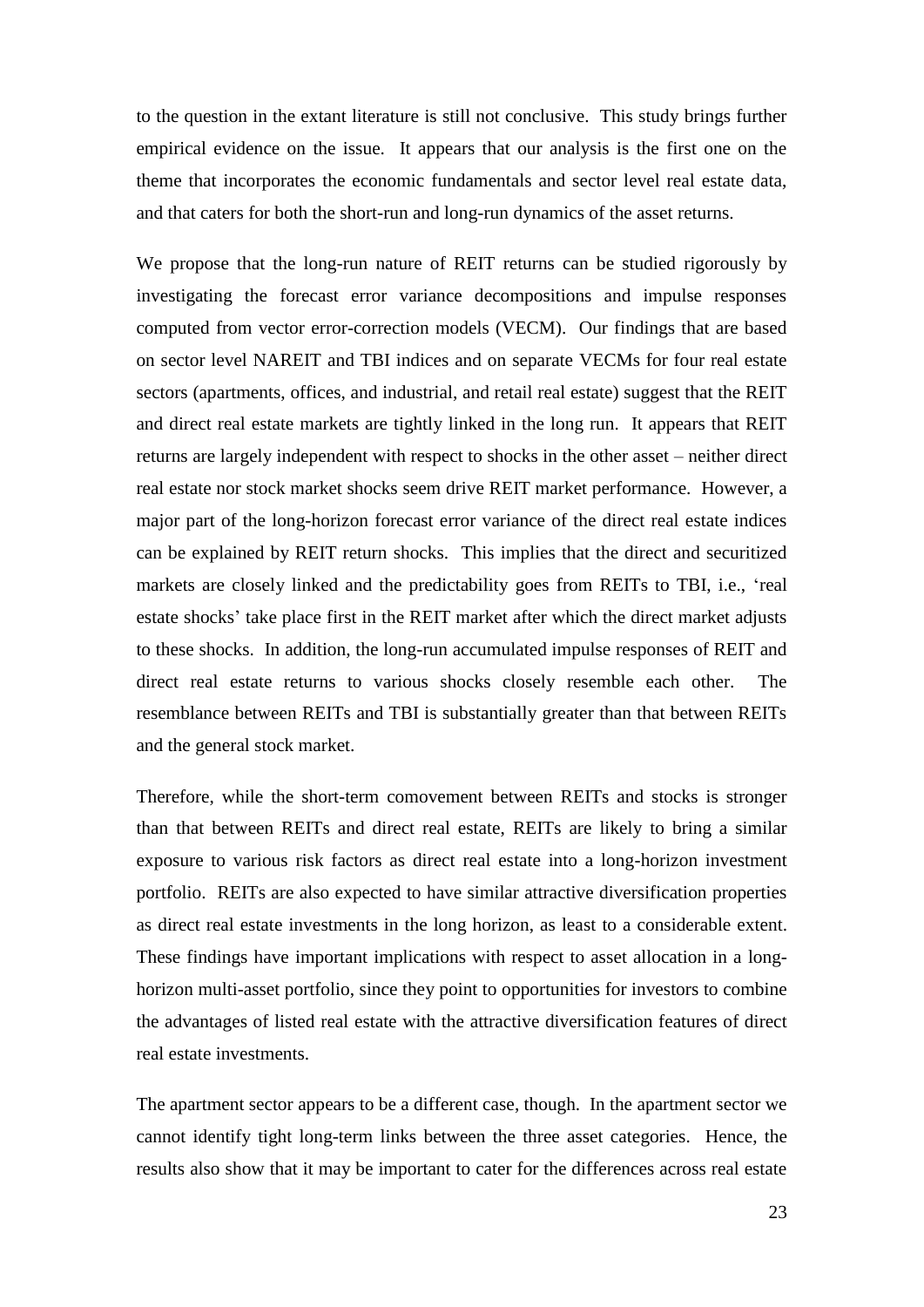to the question in the extant literature is still not conclusive. This study brings further empirical evidence on the issue. It appears that our analysis is the first one on the theme that incorporates the economic fundamentals and sector level real estate data, and that caters for both the short-run and long-run dynamics of the asset returns.

We propose that the long-run nature of REIT returns can be studied rigorously by investigating the forecast error variance decompositions and impulse responses computed from vector error-correction models (VECM). Our findings that are based on sector level NAREIT and TBI indices and on separate VECMs for four real estate sectors (apartments, offices, and industrial, and retail real estate) suggest that the REIT and direct real estate markets are tightly linked in the long run. It appears that REIT returns are largely independent with respect to shocks in the other asset – neither direct real estate nor stock market shocks seem drive REIT market performance. However, a major part of the long-horizon forecast error variance of the direct real estate indices can be explained by REIT return shocks. This implies that the direct and securitized markets are closely linked and the predictability goes from REITs to TBI, i.e., 'real estate shocks' take place first in the REIT market after which the direct market adjusts to these shocks. In addition, the long-run accumulated impulse responses of REIT and direct real estate returns to various shocks closely resemble each other. The resemblance between REITs and TBI is substantially greater than that between REITs and the general stock market.

Therefore, while the short-term comovement between REITs and stocks is stronger than that between REITs and direct real estate, REITs are likely to bring a similar exposure to various risk factors as direct real estate into a long-horizon investment portfolio. REITs are also expected to have similar attractive diversification properties as direct real estate investments in the long horizon, as least to a considerable extent. These findings have important implications with respect to asset allocation in a long-horizon multi-asset portfolio, since they point to opportunities for investors to combine the advantages of listed real estate with the attractive diversification features of direct real estate investments.

The apartment sector appears to be a different case, though. In the apartment sector we cannot identify tight long-term links between the three asset categories. Hence, the results also show that it may be important to cater for the differences across real estate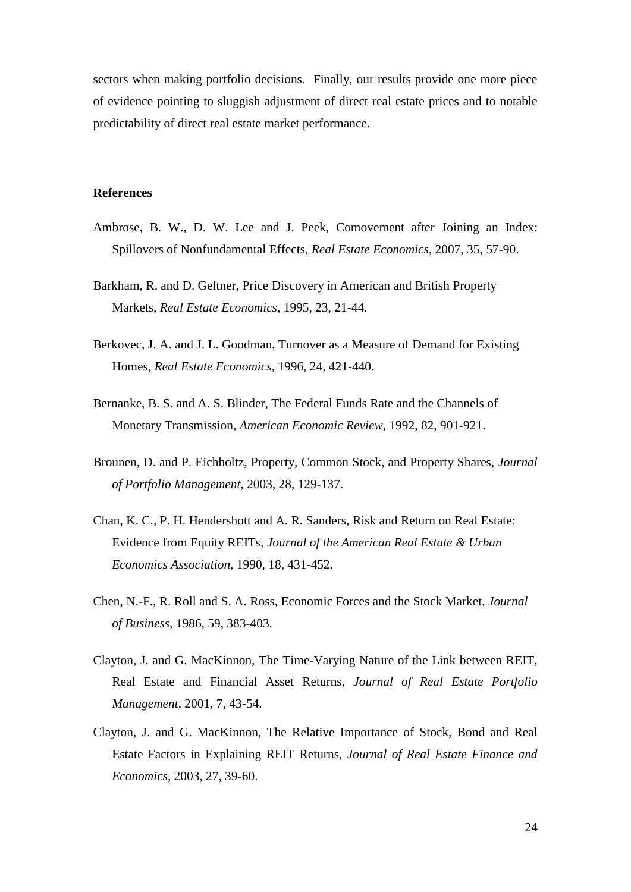sectors when making portfolio decisions. Finally, our results provide one more piece of evidence pointing to sluggish adjustment of direct real estate prices and to notable predictability of direct real estate market performance.

## References

Ambrose, B. W., D. W. Lee and J. Peek, Comovement after Joining an Index: Spillovers of Nonfundamental Effects, *Real Estate Economics*, 2007, 35, 57-90.

Barkham, R. and D. Geltner, Price Discovery in American and British Property Markets, *Real Estate Economics*, 1995, 23, 21-44.

Berkovec, J. A. and J. L. Goodman, Turnover as a Measure of Demand for Existing Homes, *Real Estate Economics*, 1996, 24, 421-440.

Bernanke, B. S. and A. S. Blinder, The Federal Funds Rate and the Channels of Monetary Transmission, *American Economic Review*, 1992, 82, 901-921.

Brounen, D. and P. Eichholtz, Property, Common Stock, and Property Shares, *Journal of Portfolio Management*, 2003, 28, 129-137.

Chan, K. C., P. H. Hendershott and A. R. Sanders, Risk and Return on Real Estate: Evidence from Equity REITs, *Journal of the American Real Estate & Urban Economics Association*, 1990, 18, 431-452.

Chen, N.-F., R. Roll and S. A. Ross, Economic Forces and the Stock Market, *Journal of Business*, 1986, 59, 383-403.

Clayton, J. and G. MacKinnon, The Time-Varying Nature of the Link between REIT, Real Estate and Financial Asset Returns, *Journal of Real Estate Portfolio Management*, 2001, 7, 43-54.

Clayton, J. and G. MacKinnon, The Relative Importance of Stock, Bond and Real Estate Factors in Explaining REIT Returns, *Journal of Real Estate Finance and Economics*, 2003, 27, 39-60.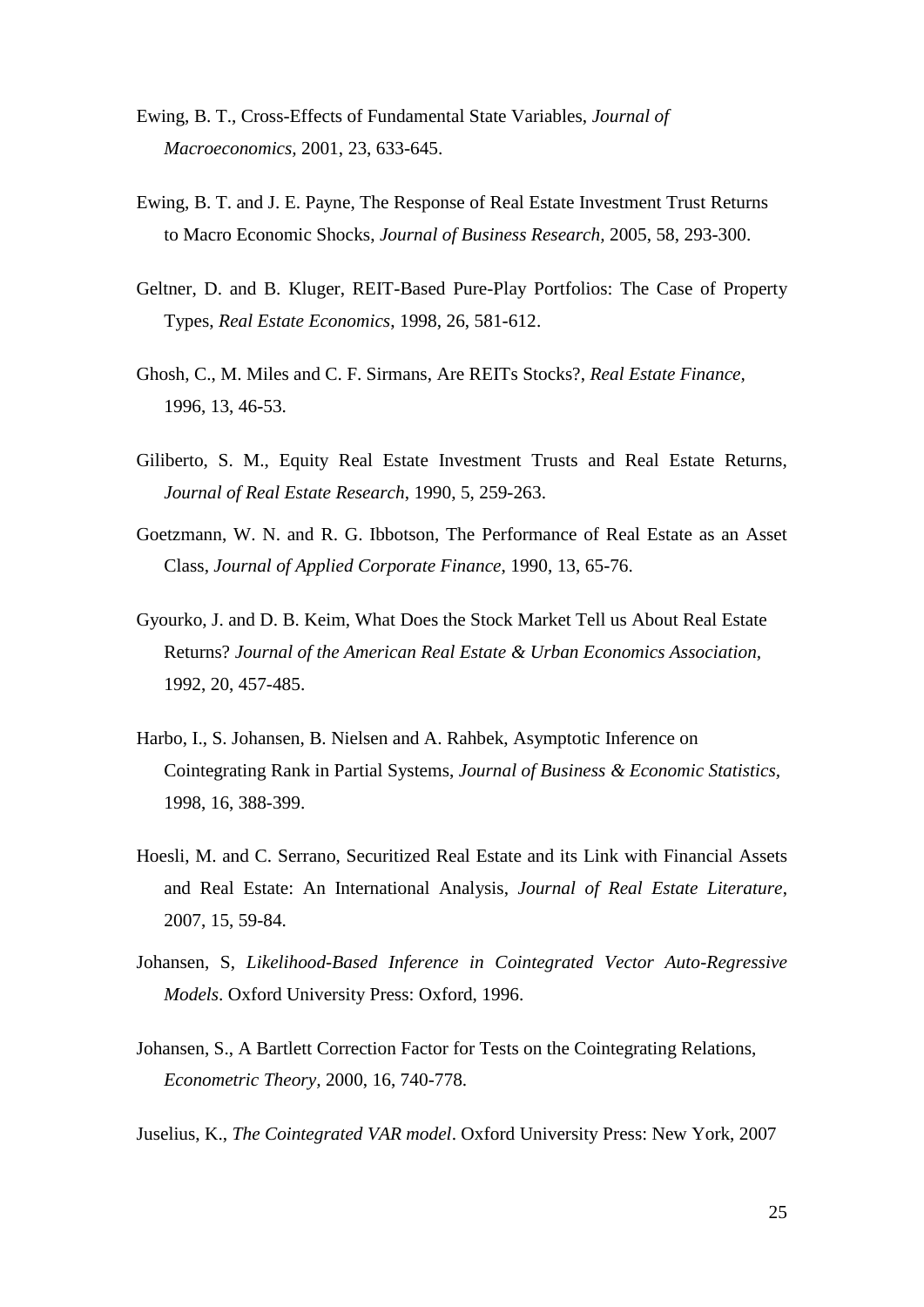Ewing, B. T., Cross-Effects of Fundamental State Variables, *Journal of Macroeconomics*, 2001, 23, 633-645.

Ewing, B. T. and J. E. Payne, The Response of Real Estate Investment Trust Returns to Macro Economic Shocks, *Journal of Business Research*, 2005, 58, 293-300.

Geltner, D. and B. Kluger, REIT-Based Pure-Play Portfolios: The Case of Property Types, *Real Estate Economics*, 1998, 26, 581-612.

Ghosh, C., M. Miles and C. F. Sirmans, Are REITs Stocks?, *Real Estate Finance*, 1996, 13, 46-53.

Giliberto, S. M., Equity Real Estate Investment Trusts and Real Estate Returns, *Journal of Real Estate Research*, 1990, 5, 259-263.

Goetzmann, W. N. and R. G. Ibbotson, The Performance of Real Estate as an Asset Class, *Journal of Applied Corporate Finance*, 1990, 13, 65-76.

Gyourko, J. and D. B. Keim, What Does the Stock Market Tell us About Real Estate Returns? *Journal of the American Real Estate & Urban Economics Association*, 1992, 20, 457-485.

Harbo, I., S. Johansen, B. Nielsen and A. Rahbek, Asymptotic Inference on Cointegrating Rank in Partial Systems, *Journal of Business & Economic Statistics*, 1998, 16, 388-399.

Hoesli, M. and C. Serrano, Securitized Real Estate and its Link with Financial Assets and Real Estate: An International Analysis, *Journal of Real Estate Literature*, 2007, 15, 59-84.

Johansen, S, *Likelihood-Based Inference in Cointegrated Vector Auto-Regressive Models*. Oxford University Press: Oxford, 1996.

Johansen, S., A Bartlett Correction Factor for Tests on the Cointegrating Relations, *Econometric Theory*, 2000, 16, 740-778.

Juselius, K., *The Cointegrated VAR model*. Oxford University Press: New York, 2007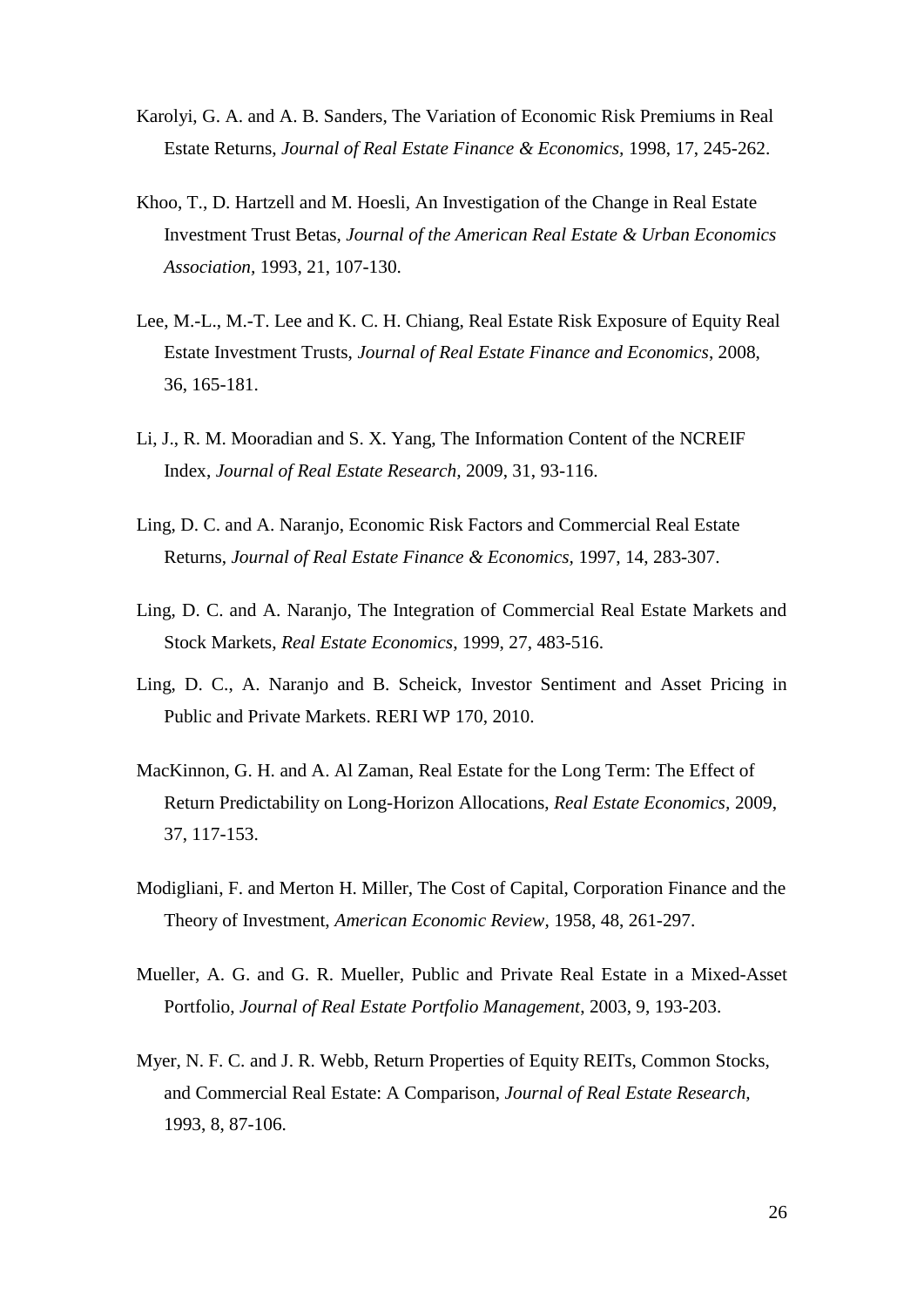Karolyi, G. A. and A. B. Sanders, The Variation of Economic Risk Premiums in Real Estate Returns, *Journal of Real Estate Finance & Economics*, 1998, 17, 245-262.

Khoo, T., D. Hartzell and M. Hoesli, An Investigation of the Change in Real Estate Investment Trust Betas, *Journal of the American Real Estate & Urban Economics Association*, 1993, 21, 107-130.

Lee, M.-L., M.-T. Lee and K. C. H. Chiang, Real Estate Risk Exposure of Equity Real Estate Investment Trusts, *Journal of Real Estate Finance and Economics*, 2008, 36, 165-181.

Li, J., R. M. Mooradian and S. X. Yang, The Information Content of the NCREIF Index, *Journal of Real Estate Research*, 2009, 31, 93-116.

Ling, D. C. and A. Naranjo, Economic Risk Factors and Commercial Real Estate Returns, *Journal of Real Estate Finance & Economics*, 1997, 14, 283-307.

Ling, D. C. and A. Naranjo, The Integration of Commercial Real Estate Markets and Stock Markets, *Real Estate Economics*, 1999, 27, 483-516.

Ling, D. C., A. Naranjo and B. Scheick, Investor Sentiment and Asset Pricing in Public and Private Markets. RERI WP 170, 2010.

MacKinnon, G. H. and A. Al Zaman, Real Estate for the Long Term: The Effect of Return Predictability on Long-Horizon Allocations, *Real Estate Economics*, 2009, 37, 117-153.

Modigliani, F. and Merton H. Miller, The Cost of Capital, Corporation Finance and the Theory of Investment, *American Economic Review*, 1958, 48, 261-297.

Mueller, A. G. and G. R. Mueller, Public and Private Real Estate in a Mixed-Asset Portfolio, *Journal of Real Estate Portfolio Management*, 2003, 9, 193-203.

Myer, N. F. C. and J. R. Webb, Return Properties of Equity REITs, Common Stocks, and Commercial Real Estate: A Comparison, *Journal of Real Estate Research*, 1993, 8, 87-106.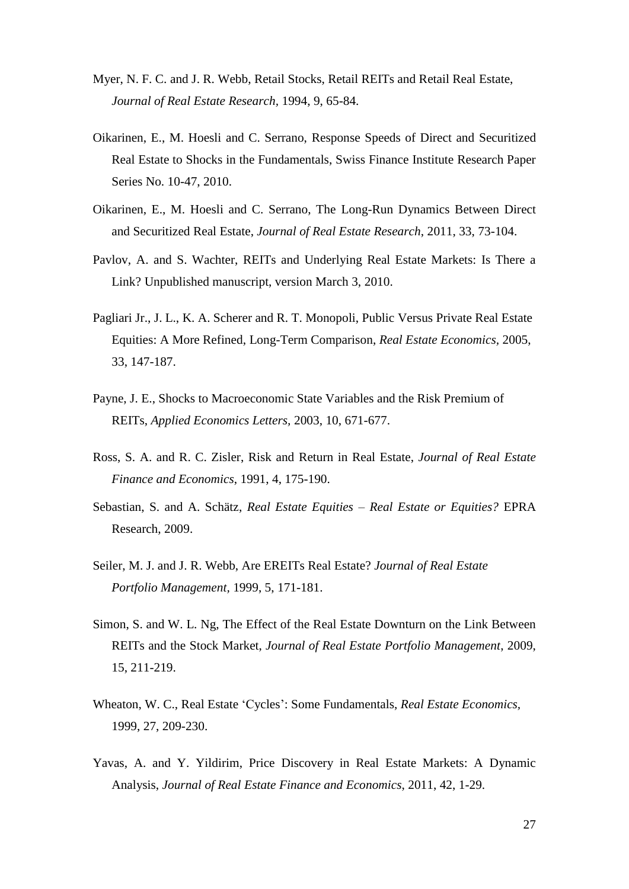Myer, N. F. C. and J. R. Webb, Retail Stocks, Retail REITs and Retail Real Estate, *Journal of Real Estate Research*, 1994, 9, 65-84.

Oikarinen, E., M. Hoesli and C. Serrano, Response Speeds of Direct and Securitized Real Estate to Shocks in the Fundamentals, Swiss Finance Institute Research Paper Series No. 10-47, 2010.

Oikarinen, E., M. Hoesli and C. Serrano, The Long-Run Dynamics Between Direct and Securitized Real Estate, *Journal of Real Estate Research*, 2011, 33, 73-104.

Pavlov, A. and S. Wachter, REITs and Underlying Real Estate Markets: Is There a Link? Unpublished manuscript, version March 3, 2010.

Pagliari Jr., J. L., K. A. Scherer and R. T. Monopoli, Public Versus Private Real Estate Equities: A More Refined, Long-Term Comparison, *Real Estate Economics*, 2005, 33, 147-187.

Payne, J. E., Shocks to Macroeconomic State Variables and the Risk Premium of REITs, *Applied Economics Letters*, 2003, 10, 671-677.

Ross, S. A. and R. C. Zisler, Risk and Return in Real Estate, *Journal of Real Estate Finance and Economics*, 1991, 4, 175-190.

Sebastian, S. and A. Schätz, *Real Estate Equities – Real Estate or Equities?* EPRA Research, 2009.

Seiler, M. J. and J. R. Webb, Are EREITs Real Estate? *Journal of Real Estate Portfolio Management*, 1999, 5, 171-181.

Simon, S. and W. L. Ng, The Effect of the Real Estate Downturn on the Link Between REITs and the Stock Market, *Journal of Real Estate Portfolio Management*, 2009, 15, 211-219.

Wheaton, W. C., Real Estate 'Cycles': Some Fundamentals, *Real Estate Economics*, 1999, 27, 209-230.

Yavas, A. and Y. Yildirim, Price Discovery in Real Estate Markets: A Dynamic Analysis, *Journal of Real Estate Finance and Economics*, 2011, 42, 1-29.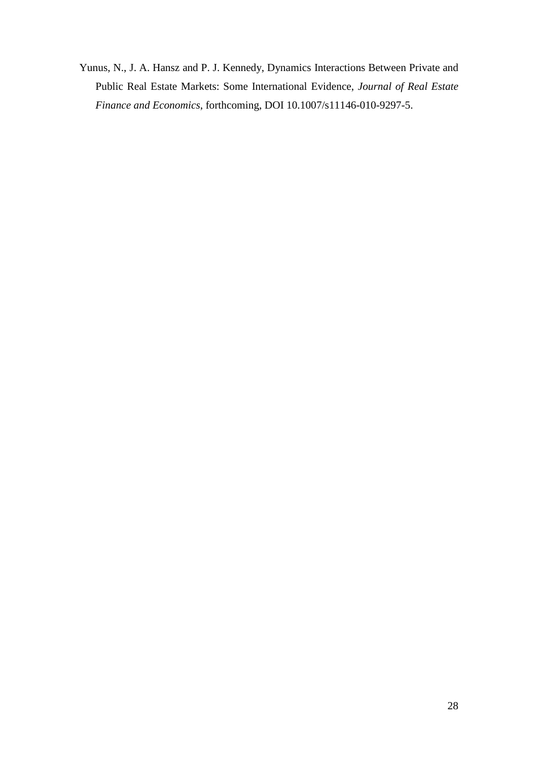Yunus, N., J. A. Hansz and P. J. Kennedy, Dynamics Interactions Between Private and Public Real Estate Markets: Some International Evidence, *Journal of Real Estate Finance and Economics*, forthcoming, DOI 10.1007/s11146-010-9297-5.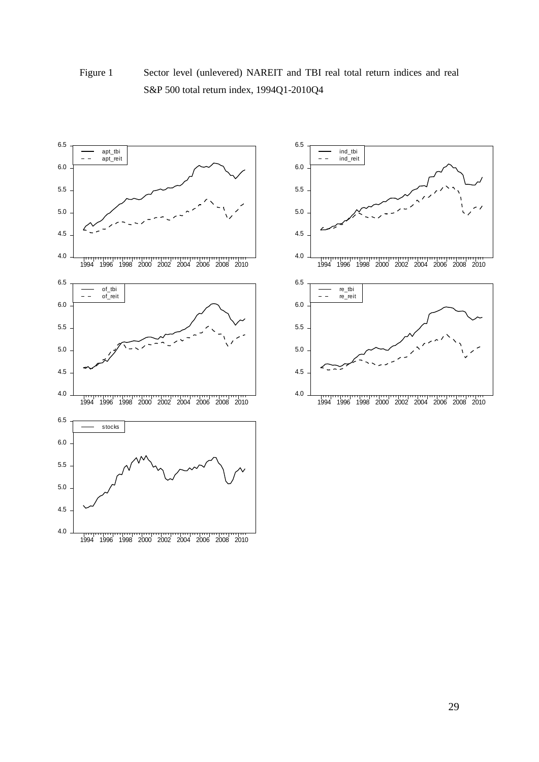Figure 1 Sector level (unlevered) NAREIT and TBI real total return indices and real S&P 500 total return index, 1994Q1-2010Q4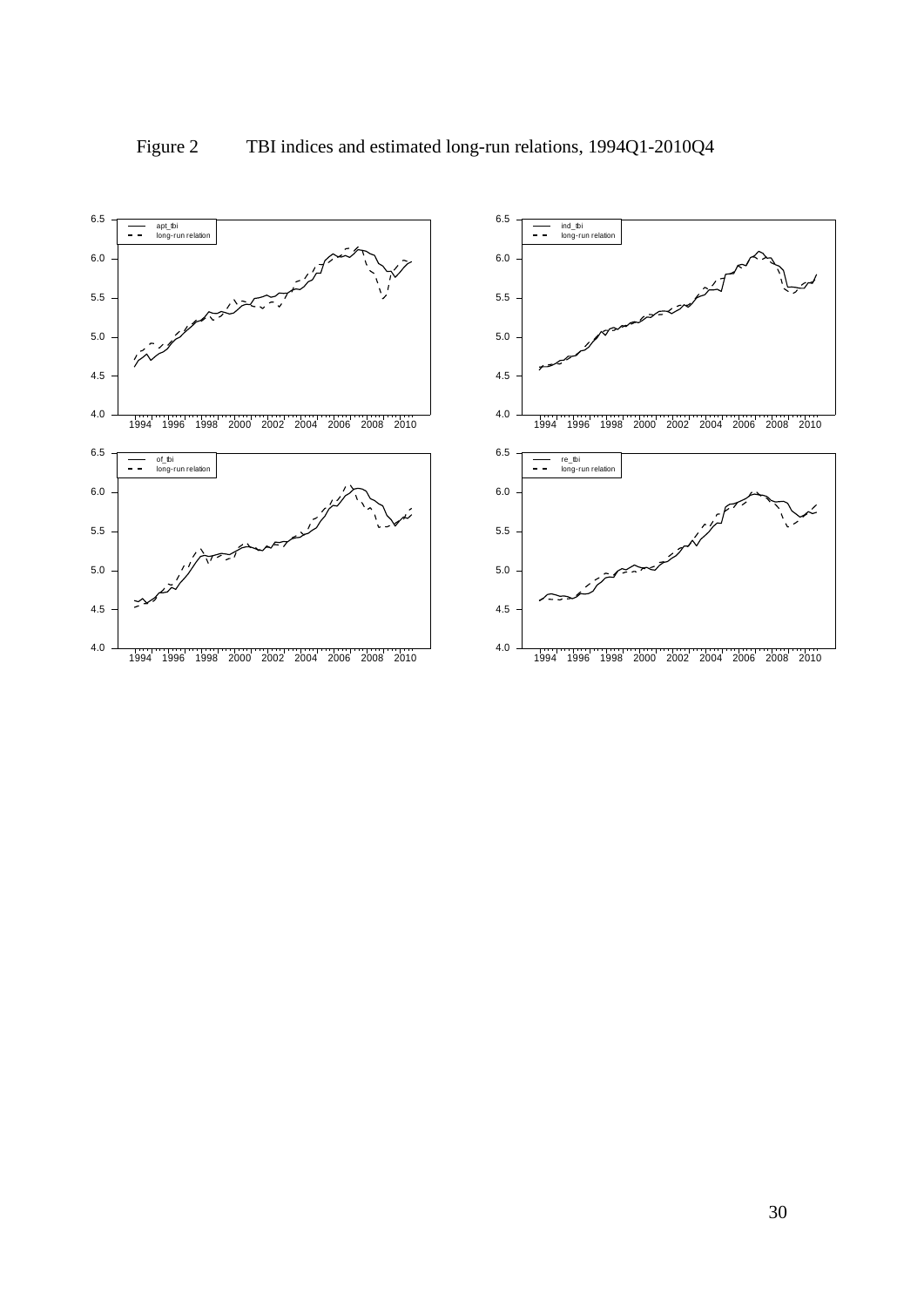Figure 2 TBI indices and estimated long-run relations, 1994Q1-2010Q4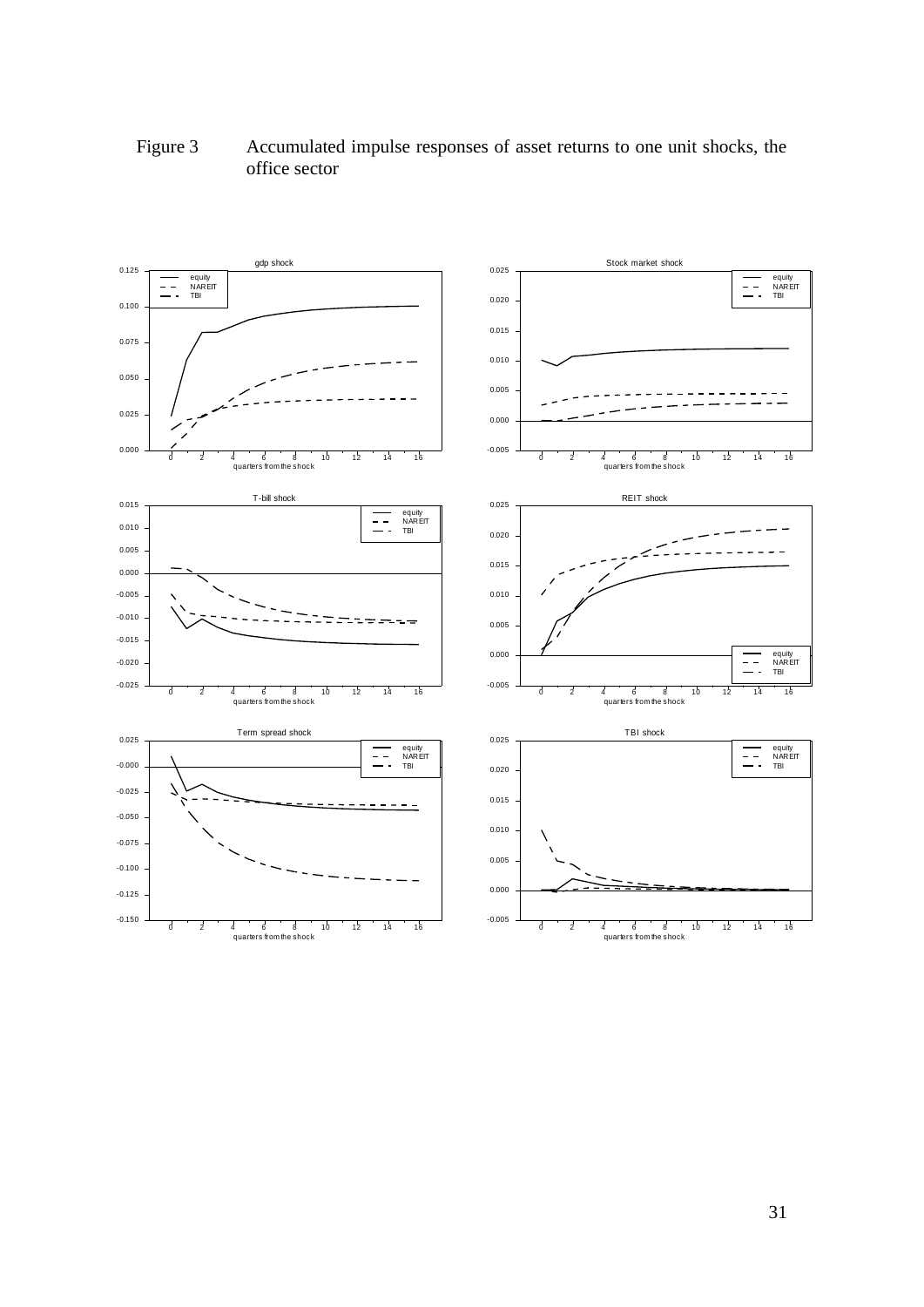Figure 3 Accumulated impulse responses of asset returns to one unit shocks, the office sector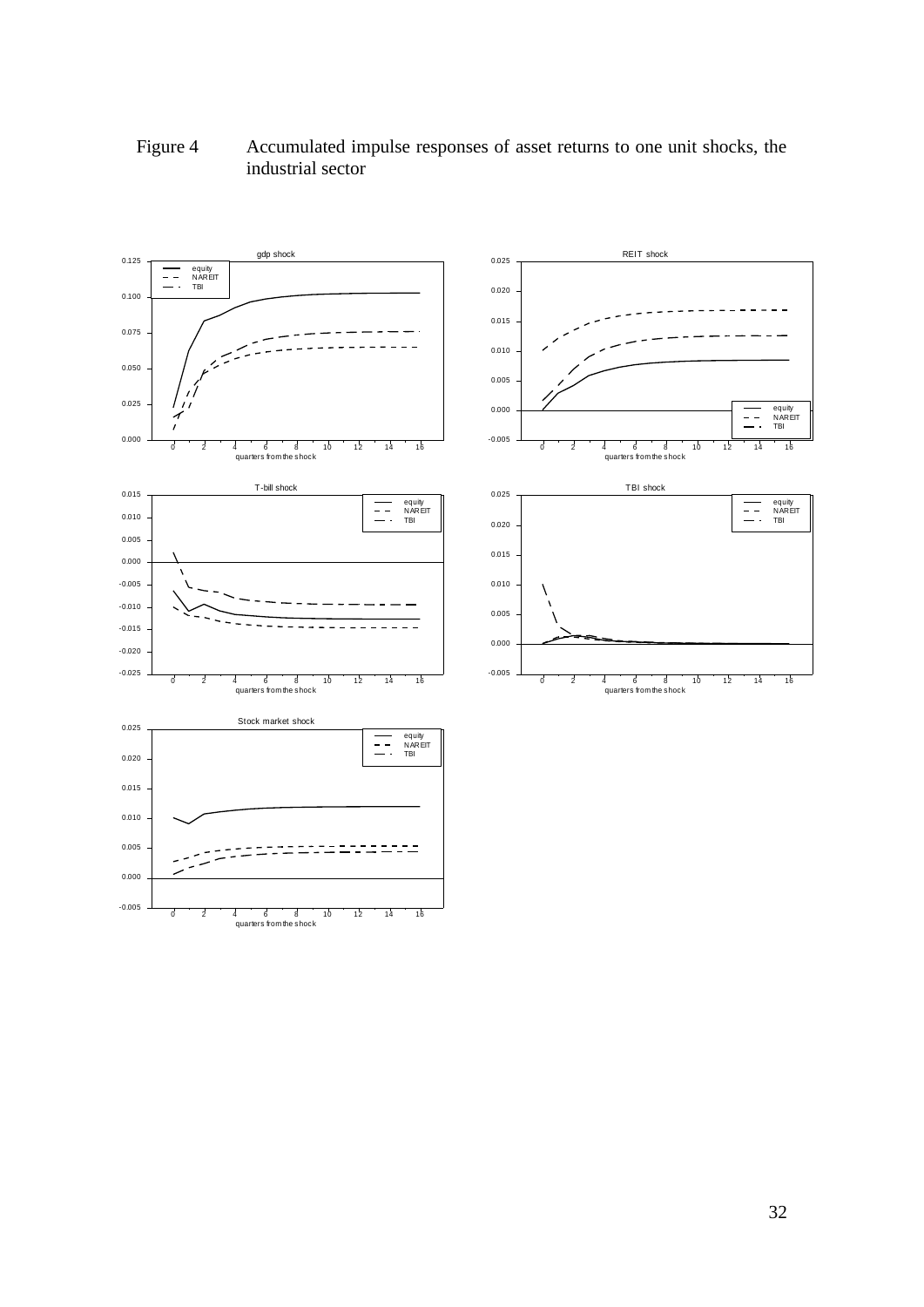Figure 4 Accumulated impulse responses of asset returns to one unit shocks, the industrial sector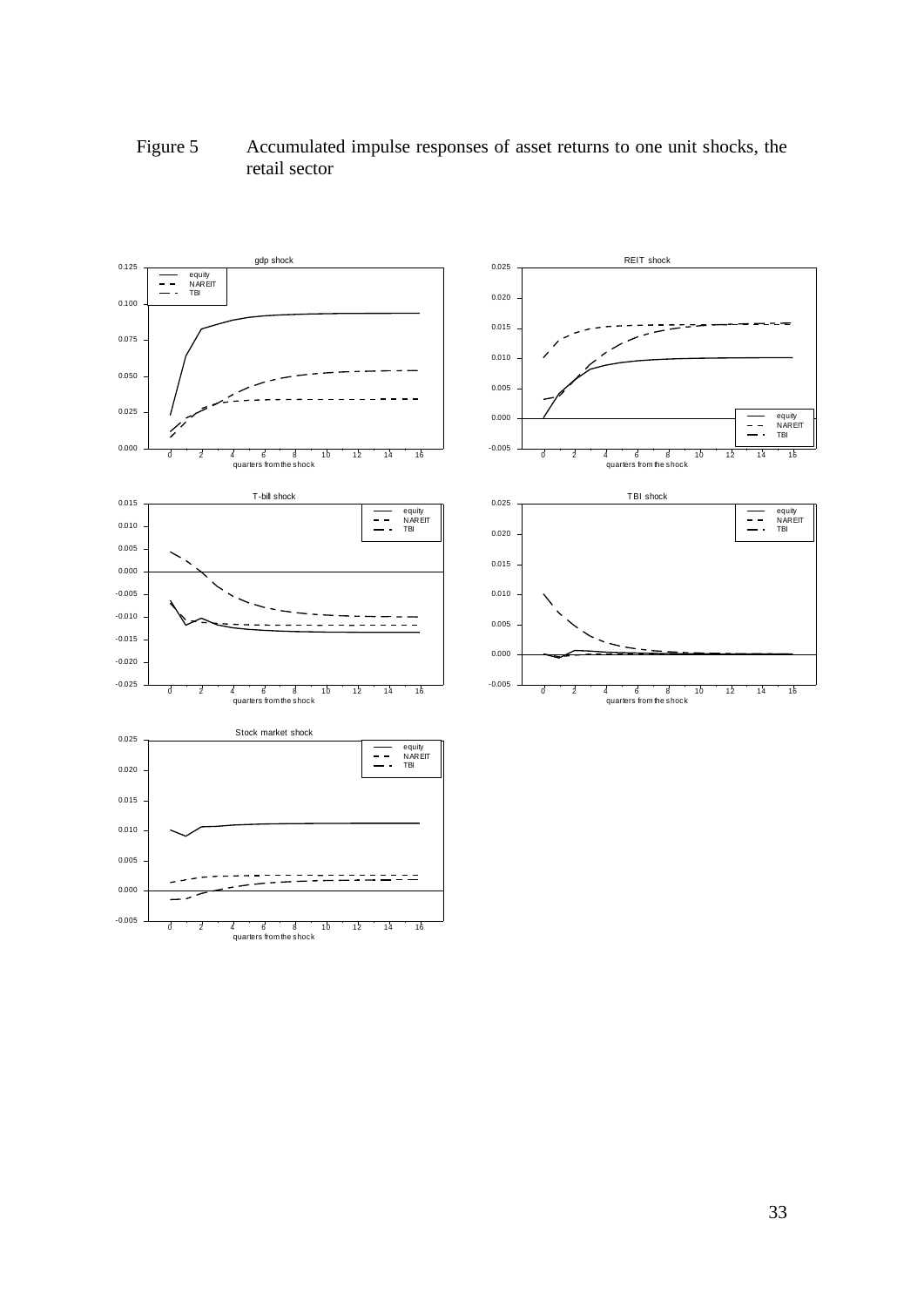Figure 5 Accumulated impulse responses of asset returns to one unit shocks, the retail sector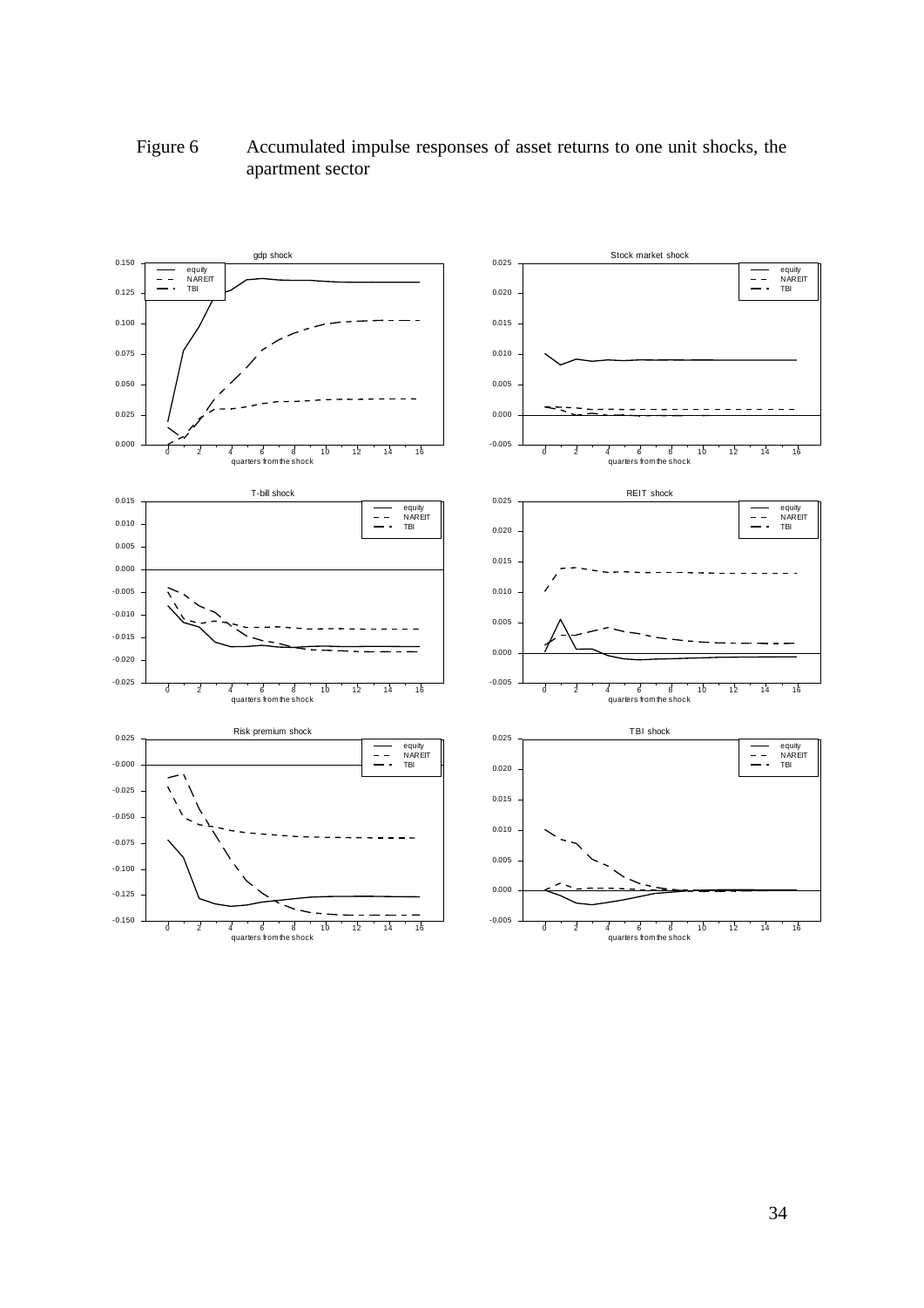Figure 6 Accumulated impulse responses of asset returns to one unit shocks, the apartment sector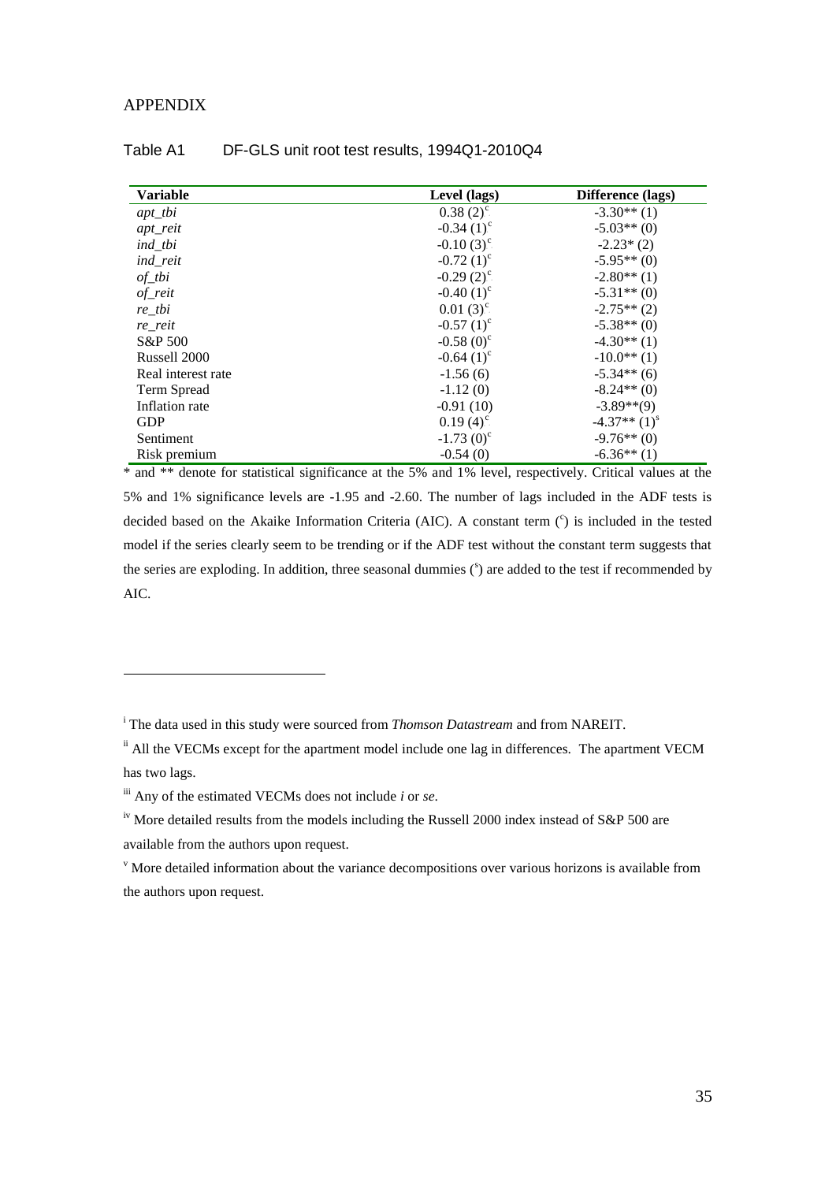## APPENDIX

Table A1 DF-GLS unit root test results, 1994Q1-2010Q4

| Variable | Level (lags) | Difference (lags) |
|---|---|---|
| *apt_tbi* | 0.38 (2)[c] | -3.30** (1) |
| *apt_reit* | -0.34 (1)[c] | -5.03** (0) |
| *ind_tbi* | -0.10 (3)[c] | -2.23* (2) |
| *ind_reit* | -0.72 (1)[c] | -5.95** (0) |
| *of_tbi* | -0.29 (2)[c] | -2.80** (1) |
| *of_reit* | -0.40 (1)[c] | -5.31** (0) |
| *re_tbi* | 0.01 (3)[c] | -2.75** (2) |
| *re_reit* | -0.57 (1)[c] | -5.38** (0) |
| S&P 500 | -0.58 (0)[c] | -4.30** (1) |
| Russell 2000 | -0.64 (1)[c] | -10.0** (1) |
| Real interest rate | -1.56 (6) | -5.34** (6) |
| Term Spread | -1.12 (0) | -8.24** (0) |
| Inflation rate | -0.91 (10) | -3.89**(9) |
| GDP | 0.19 (4)[c] | -4.37** (1)[s] |
| Sentiment | -1.73 (0)[c] | -9.76** (0) |
| Risk premium | -0.54 (0) | -6.36** (1) |

* and ** denote for statistical significance at the 5% and 1% level, respectively. Critical values at the 5% and 1% significance levels are -1.95 and -2.60. The number of lags included in the ADF tests is decided based on the Akaike Information Criteria (AIC). A constant term ([c]) is included in the tested model if the series clearly seem to be trending or if the ADF test without the constant term suggests that the series are exploding. In addition, three seasonal dummies ([s]) are added to the test if recommended by AIC.

---

[i] The data used in this study were sourced from *Thomson Datastream* and from NAREIT.

[ii] All the VECMs except for the apartment model include one lag in differences. The apartment VECM has two lags.

[iii] Any of the estimated VECMs does not include *i* or *se*.

[iv] More detailed results from the models including the Russell 2000 index instead of S&P 500 are available from the authors upon request.

[v] More detailed information about the variance decompositions over various horizons is available from the authors upon request.